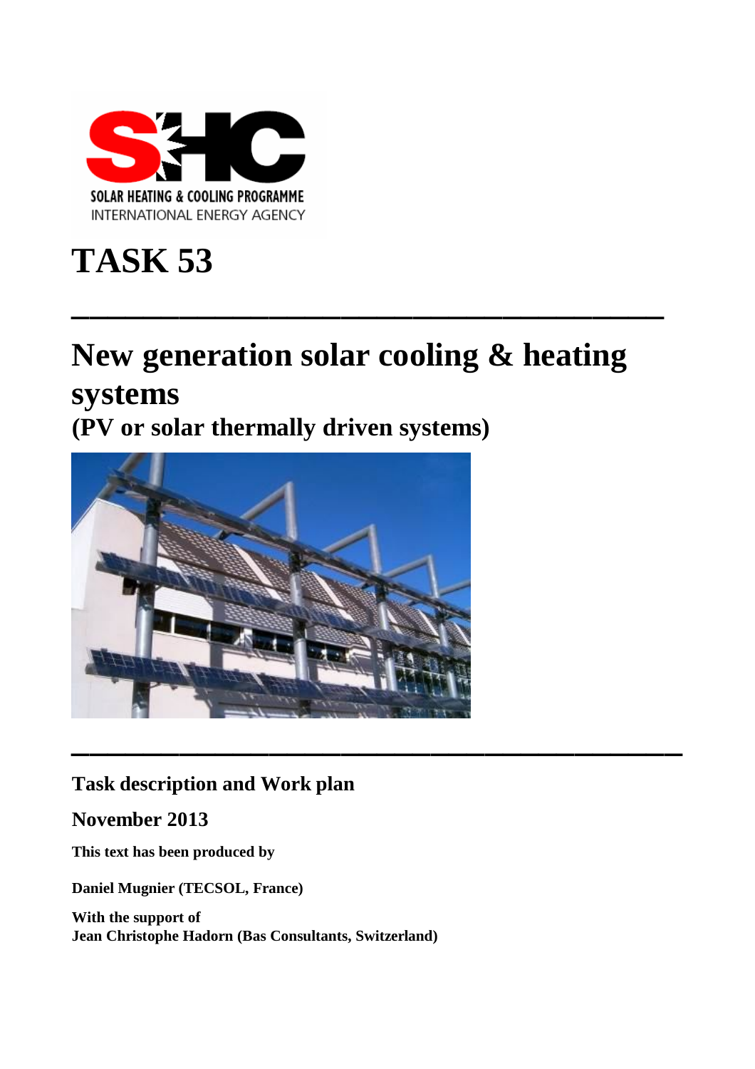SOLAR HEATING & COOLING PROGRAMME
INTERNATIONAL ENERGY AGENCY

# TASK 53

# New generation solar cooling & heating systems

## (PV or solar thermally driven systems)

**Task description and Work plan**

**November 2013**

**This text has been produced by**

**Daniel Mugnier (TECSOL, France)**

**With the support of**
**Jean Christophe Hadorn (Bas Consultants, Switzerland)**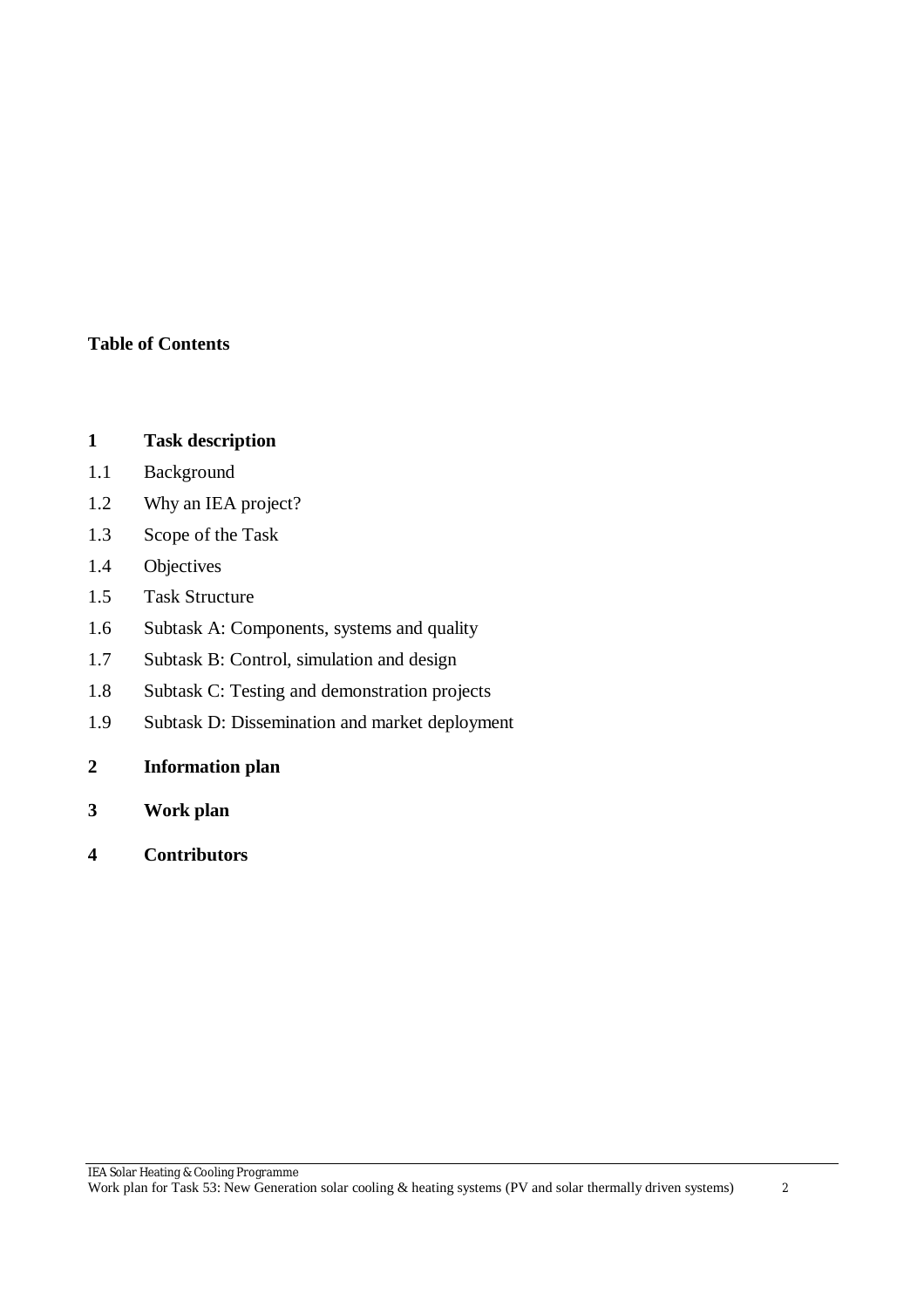**Table of Contents**

**1 Task description**

1.1 Background

1.2 Why an IEA project?

1.3 Scope of the Task

1.4 Objectives

1.5 Task Structure

1.6 Subtask A: Components, systems and quality

1.7 Subtask B: Control, simulation and design

1.8 Subtask C: Testing and demonstration projects

1.9 Subtask D: Dissemination and market deployment

**2 Information plan**

**3 Work plan**

**4 Contributors**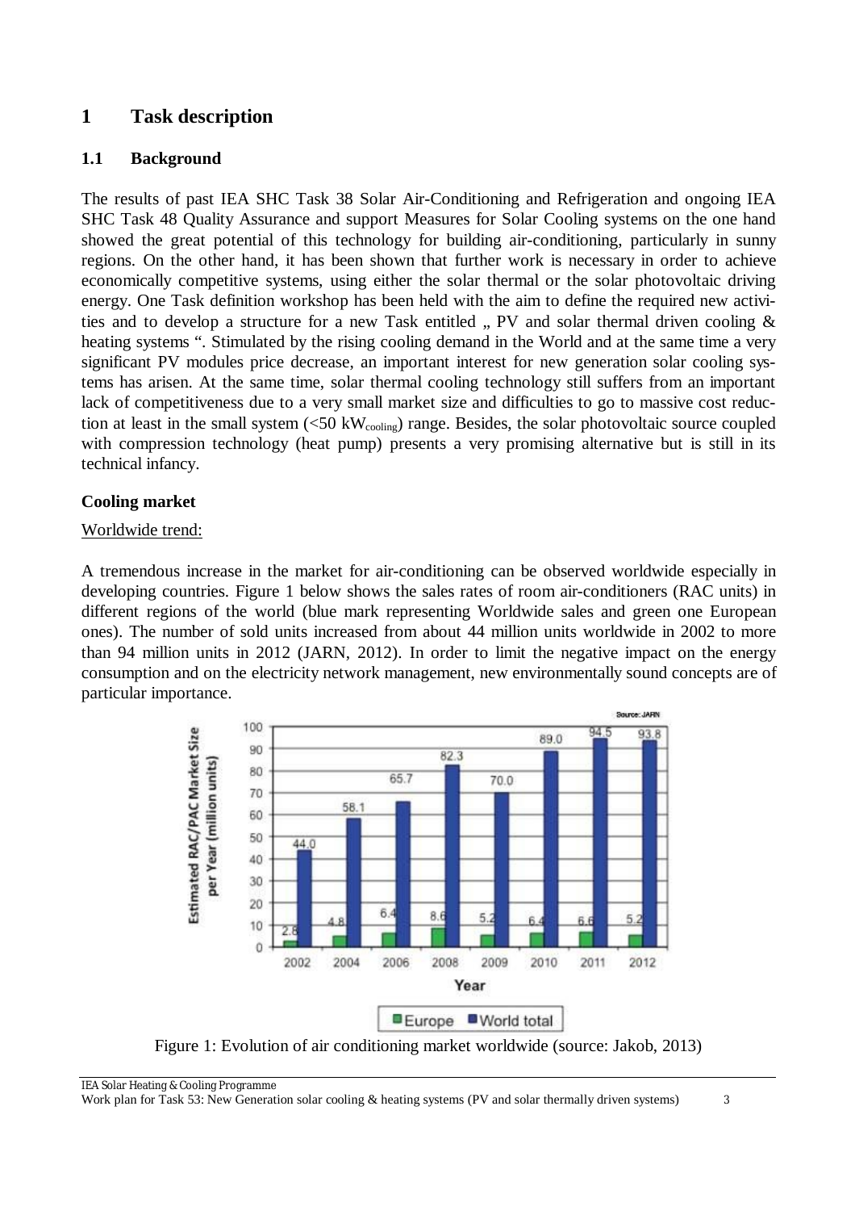# 1 Task description

## 1.1 Background

The results of past IEA SHC Task 38 Solar Air-Conditioning and Refrigeration and ongoing IEA SHC Task 48 Quality Assurance and support Measures for Solar Cooling systems on the one hand showed the great potential of this technology for building air-conditioning, particularly in sunny regions. On the other hand, it has been shown that further work is necessary in order to achieve economically competitive systems, using either the solar thermal or the solar photovoltaic driving energy. One Task definition workshop has been held with the aim to define the required new activities and to develop a structure for a new Task entitled „ PV and solar thermal driven cooling & heating systems ". Stimulated by the rising cooling demand in the World and at the same time a very significant PV modules price decrease, an important interest for new generation solar cooling systems has arisen. At the same time, solar thermal cooling technology still suffers from an important lack of competitiveness due to a very small market size and difficulties to go to massive cost reduction at least in the small system (<50 $kW_{cooling}$) range. Besides, the solar photovoltaic source coupled with compression technology (heat pump) presents a very promising alternative but is still in its technical infancy.

**Cooling market**

Worldwide trend:

A tremendous increase in the market for air-conditioning can be observed worldwide especially in developing countries. Figure 1 below shows the sales rates of room air-conditioners (RAC units) in different regions of the world (blue mark representing Worldwide sales and green one European ones). The number of sold units increased from about 44 million units worldwide in 2002 to more than 94 million units in 2012 (JARN, 2012). In order to limit the negative impact on the energy consumption and on the electricity network management, new environmentally sound concepts are of particular importance.

Figure 1: Evolution of air conditioning market worldwide (source: Jakob, 2013)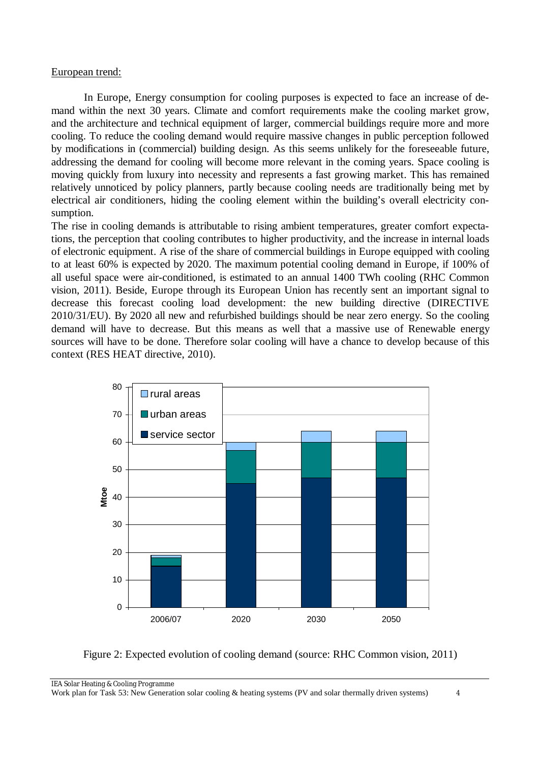European trend:

In Europe, Energy consumption for cooling purposes is expected to face an increase of demand within the next 30 years. Climate and comfort requirements make the cooling market grow, and the architecture and technical equipment of larger, commercial buildings require more and more cooling. To reduce the cooling demand would require massive changes in public perception followed by modifications in (commercial) building design. As this seems unlikely for the foreseeable future, addressing the demand for cooling will become more relevant in the coming years. Space cooling is moving quickly from luxury into necessity and represents a fast growing market. This has remained relatively unnoticed by policy planners, partly because cooling needs are traditionally being met by electrical air conditioners, hiding the cooling element within the building's overall electricity consumption.

The rise in cooling demands is attributable to rising ambient temperatures, greater comfort expectations, the perception that cooling contributes to higher productivity, and the increase in internal loads of electronic equipment. A rise of the share of commercial buildings in Europe equipped with cooling to at least 60% is expected by 2020. The maximum potential cooling demand in Europe, if 100% of all useful space were air-conditioned, is estimated to an annual 1400 TWh cooling (RHC Common vision, 2011). Beside, Europe through its European Union has recently sent an important signal to decrease this forecast cooling load development: the new building directive (DIRECTIVE 2010/31/EU). By 2020 all new and refurbished buildings should be near zero energy. So the cooling demand will have to decrease. But this means as well that a massive use of Renewable energy sources will have to be done. Therefore solar cooling will have a chance to develop because of this context (RES HEAT directive, 2010).

Figure 2: Expected evolution of cooling demand (source: RHC Common vision, 2011)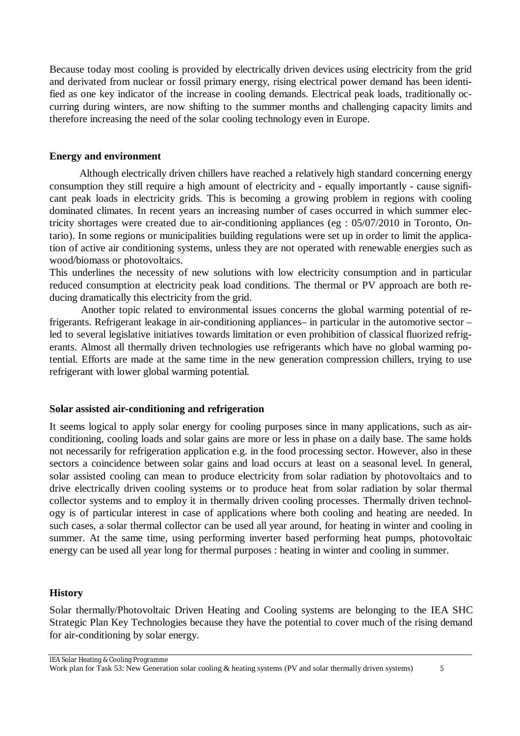Because today most cooling is provided by electrically driven devices using electricity from the grid and derivated from nuclear or fossil primary energy, rising electrical power demand has been identified as one key indicator of the increase in cooling demands. Electrical peak loads, traditionally occurring during winters, are now shifting to the summer months and challenging capacity limits and therefore increasing the need of the solar cooling technology even in Europe.

**Energy and environment**

Although electrically driven chillers have reached a relatively high standard concerning energy consumption they still require a high amount of electricity and - equally importantly - cause significant peak loads in electricity grids. This is becoming a growing problem in regions with cooling dominated climates. In recent years an increasing number of cases occurred in which summer electricity shortages were created due to air-conditioning appliances (eg : 05/07/2010 in Toronto, Ontario). In some regions or municipalities building regulations were set up in order to limit the application of active air conditioning systems, unless they are not operated with renewable energies such as wood/biomass or photovoltaics.

This underlines the necessity of new solutions with low electricity consumption and in particular reduced consumption at electricity peak load conditions. The thermal or PV approach are both reducing dramatically this electricity from the grid.

Another topic related to environmental issues concerns the global warming potential of refrigerants. Refrigerant leakage in air-conditioning appliances– in particular in the automotive sector – led to several legislative initiatives towards limitation or even prohibition of classical fluorized refrigerants. Almost all thermally driven technologies use refrigerants which have no global warming potential. Efforts are made at the same time in the new generation compression chillers, trying to use refrigerant with lower global warming potential.

**Solar assisted air-conditioning and refrigeration**

It seems logical to apply solar energy for cooling purposes since in many applications, such as air-conditioning, cooling loads and solar gains are more or less in phase on a daily base. The same holds not necessarily for refrigeration application e.g. in the food processing sector. However, also in these sectors a coincidence between solar gains and load occurs at least on a seasonal level. In general, solar assisted cooling can mean to produce electricity from solar radiation by photovoltaics and to drive electrically driven cooling systems or to produce heat from solar radiation by solar thermal collector systems and to employ it in thermally driven cooling processes. Thermally driven technology is of particular interest in case of applications where both cooling and heating are needed. In such cases, a solar thermal collector can be used all year around, for heating in winter and cooling in summer. At the same time, using performing inverter based performing heat pumps, photovoltaic energy can be used all year long for thermal purposes : heating in winter and cooling in summer.

**History**

Solar thermally/Photovoltaic Driven Heating and Cooling systems are belonging to the IEA SHC Strategic Plan Key Technologies because they have the potential to cover much of the rising demand for air-conditioning by solar energy.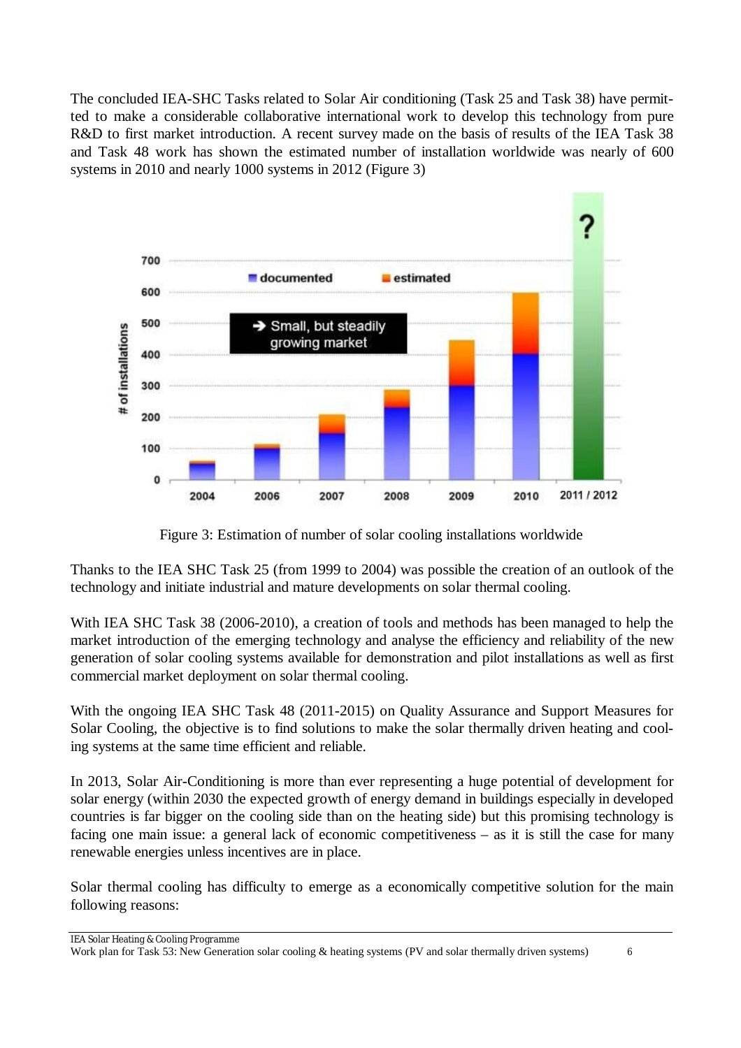The concluded IEA-SHC Tasks related to Solar Air conditioning (Task 25 and Task 38) have permitted to make a considerable collaborative international work to develop this technology from pure R&D to first market introduction. A recent survey made on the basis of results of the IEA Task 38 and Task 48 work has shown the estimated number of installation worldwide was nearly of 600 systems in 2010 and nearly 1000 systems in 2012 (Figure 3)

Figure 3: Estimation of number of solar cooling installations worldwide

Thanks to the IEA SHC Task 25 (from 1999 to 2004) was possible the creation of an outlook of the technology and initiate industrial and mature developments on solar thermal cooling.

With IEA SHC Task 38 (2006-2010), a creation of tools and methods has been managed to help the market introduction of the emerging technology and analyse the efficiency and reliability of the new generation of solar cooling systems available for demonstration and pilot installations as well as first commercial market deployment on solar thermal cooling.

With the ongoing IEA SHC Task 48 (2011-2015) on Quality Assurance and Support Measures for Solar Cooling, the objective is to find solutions to make the solar thermally driven heating and cooling systems at the same time efficient and reliable.

In 2013, Solar Air-Conditioning is more than ever representing a huge potential of development for solar energy (within 2030 the expected growth of energy demand in buildings especially in developed countries is far bigger on the cooling side than on the heating side) but this promising technology is facing one main issue: a general lack of economic competitiveness – as it is still the case for many renewable energies unless incentives are in place.

Solar thermal cooling has difficulty to emerge as a economically competitive solution for the main following reasons: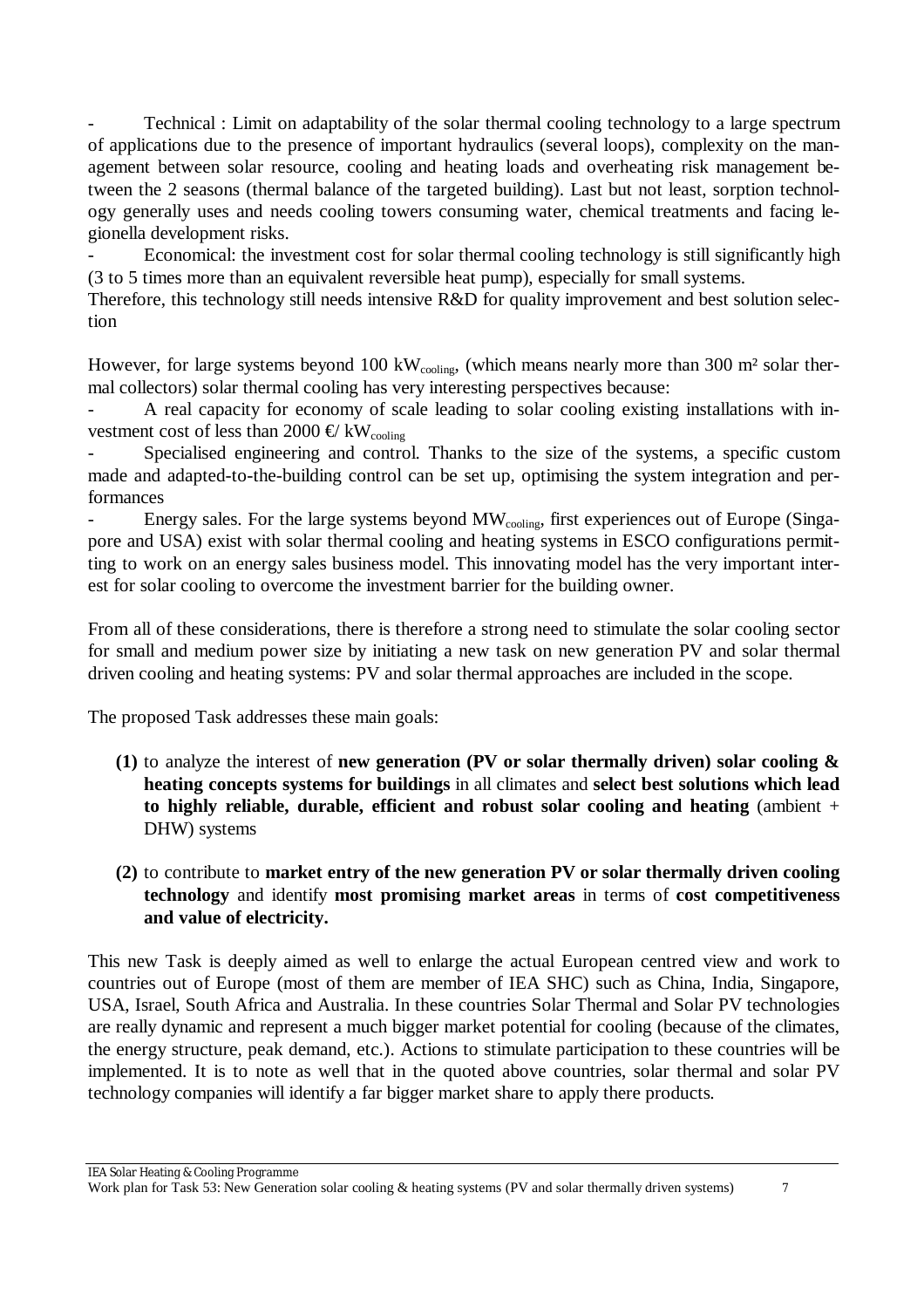- Technical : Limit on adaptability of the solar thermal cooling technology to a large spectrum of applications due to the presence of important hydraulics (several loops), complexity on the management between solar resource, cooling and heating loads and overheating risk management between the 2 seasons (thermal balance of the targeted building). Last but not least, sorption technology generally uses and needs cooling towers consuming water, chemical treatments and facing legionella development risks.
- Economical: the investment cost for solar thermal cooling technology is still significantly high (3 to 5 times more than an equivalent reversible heat pump), especially for small systems.

Therefore, this technology still needs intensive R&D for quality improvement and best solution selection

However, for large systems beyond 100 $kW_{cooling}$, (which means nearly more than 300 m² solar thermal collectors) solar thermal cooling has very interesting perspectives because:

- A real capacity for economy of scale leading to solar cooling existing installations with investment cost of less than 2000 €/ $kW_{cooling}$
- Specialised engineering and control. Thanks to the size of the systems, a specific custom made and adapted-to-the-building control can be set up, optimising the system integration and performances
- Energy sales. For the large systems beyond $MW_{cooling}$, first experiences out of Europe (Singapore and USA) exist with solar thermal cooling and heating systems in ESCO configurations permitting to work on an energy sales business model. This innovating model has the very important interest for solar cooling to overcome the investment barrier for the building owner.

From all of these considerations, there is therefore a strong need to stimulate the solar cooling sector for small and medium power size by initiating a new task on new generation PV and solar thermal driven cooling and heating systems: PV and solar thermal approaches are included in the scope.

The proposed Task addresses these main goals:

**(1)** to analyze the interest of **new generation (PV or solar thermally driven) solar cooling & heating concepts systems for buildings** in all climates and **select best solutions which lead to highly reliable, durable, efficient and robust solar cooling and heating** (ambient + DHW) systems

**(2)** to contribute to **market entry of the new generation PV or solar thermally driven cooling technology** and identify **most promising market areas** in terms of **cost competitiveness and value of electricity.**

This new Task is deeply aimed as well to enlarge the actual European centred view and work to countries out of Europe (most of them are member of IEA SHC) such as China, India, Singapore, USA, Israel, South Africa and Australia. In these countries Solar Thermal and Solar PV technologies are really dynamic and represent a much bigger market potential for cooling (because of the climates, the energy structure, peak demand, etc.). Actions to stimulate participation to these countries will be implemented. It is to note as well that in the quoted above countries, solar thermal and solar PV technology companies will identify a far bigger market share to apply there products.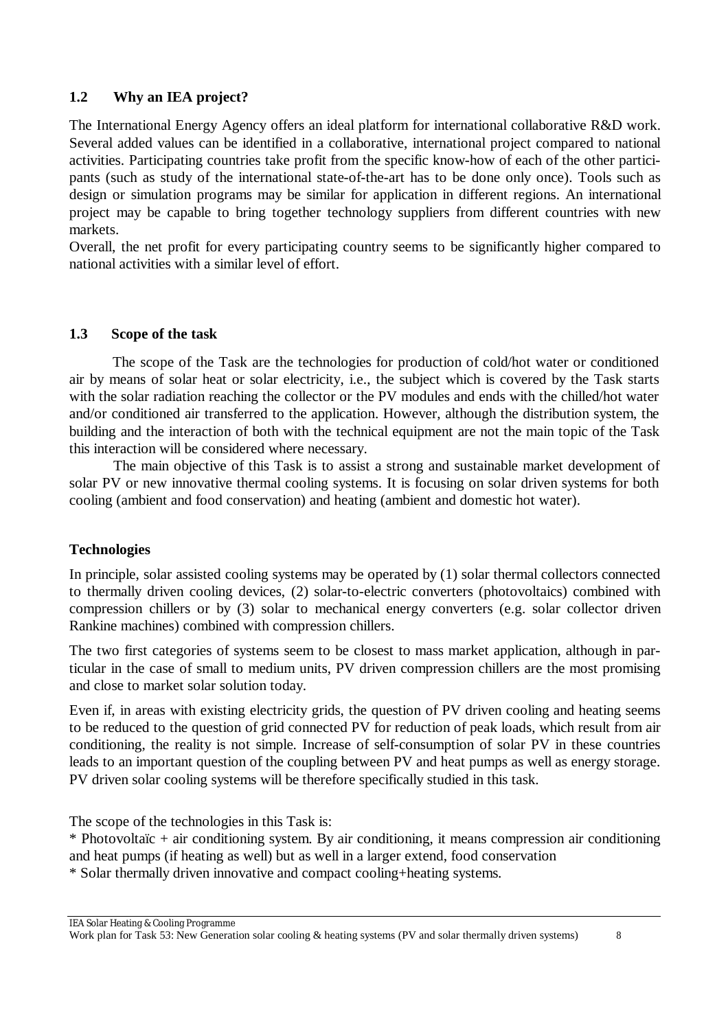## 1.2 Why an IEA project?

The International Energy Agency offers an ideal platform for international collaborative R&D work. Several added values can be identified in a collaborative, international project compared to national activities. Participating countries take profit from the specific know-how of each of the other participants (such as study of the international state-of-the-art has to be done only once). Tools such as design or simulation programs may be similar for application in different regions. An international project may be capable to bring together technology suppliers from different countries with new markets.

Overall, the net profit for every participating country seems to be significantly higher compared to national activities with a similar level of effort.

## 1.3 Scope of the task

The scope of the Task are the technologies for production of cold/hot water or conditioned air by means of solar heat or solar electricity, i.e., the subject which is covered by the Task starts with the solar radiation reaching the collector or the PV modules and ends with the chilled/hot water and/or conditioned air transferred to the application. However, although the distribution system, the building and the interaction of both with the technical equipment are not the main topic of the Task this interaction will be considered where necessary.

The main objective of this Task is to assist a strong and sustainable market development of solar PV or new innovative thermal cooling systems. It is focusing on solar driven systems for both cooling (ambient and food conservation) and heating (ambient and domestic hot water).

### Technologies

In principle, solar assisted cooling systems may be operated by (1) solar thermal collectors connected to thermally driven cooling devices, (2) solar-to-electric converters (photovoltaics) combined with compression chillers or by (3) solar to mechanical energy converters (e.g. solar collector driven Rankine machines) combined with compression chillers.

The two first categories of systems seem to be closest to mass market application, although in particular in the case of small to medium units, PV driven compression chillers are the most promising and close to market solar solution today.

Even if, in areas with existing electricity grids, the question of PV driven cooling and heating seems to be reduced to the question of grid connected PV for reduction of peak loads, which result from air conditioning, the reality is not simple. Increase of self-consumption of solar PV in these countries leads to an important question of the coupling between PV and heat pumps as well as energy storage. PV driven solar cooling systems will be therefore specifically studied in this task.

The scope of the technologies in this Task is:

* Photovoltaïc + air conditioning system. By air conditioning, it means compression air conditioning and heat pumps (if heating as well) but as well in a larger extend, food conservation
* Solar thermally driven innovative and compact cooling+heating systems.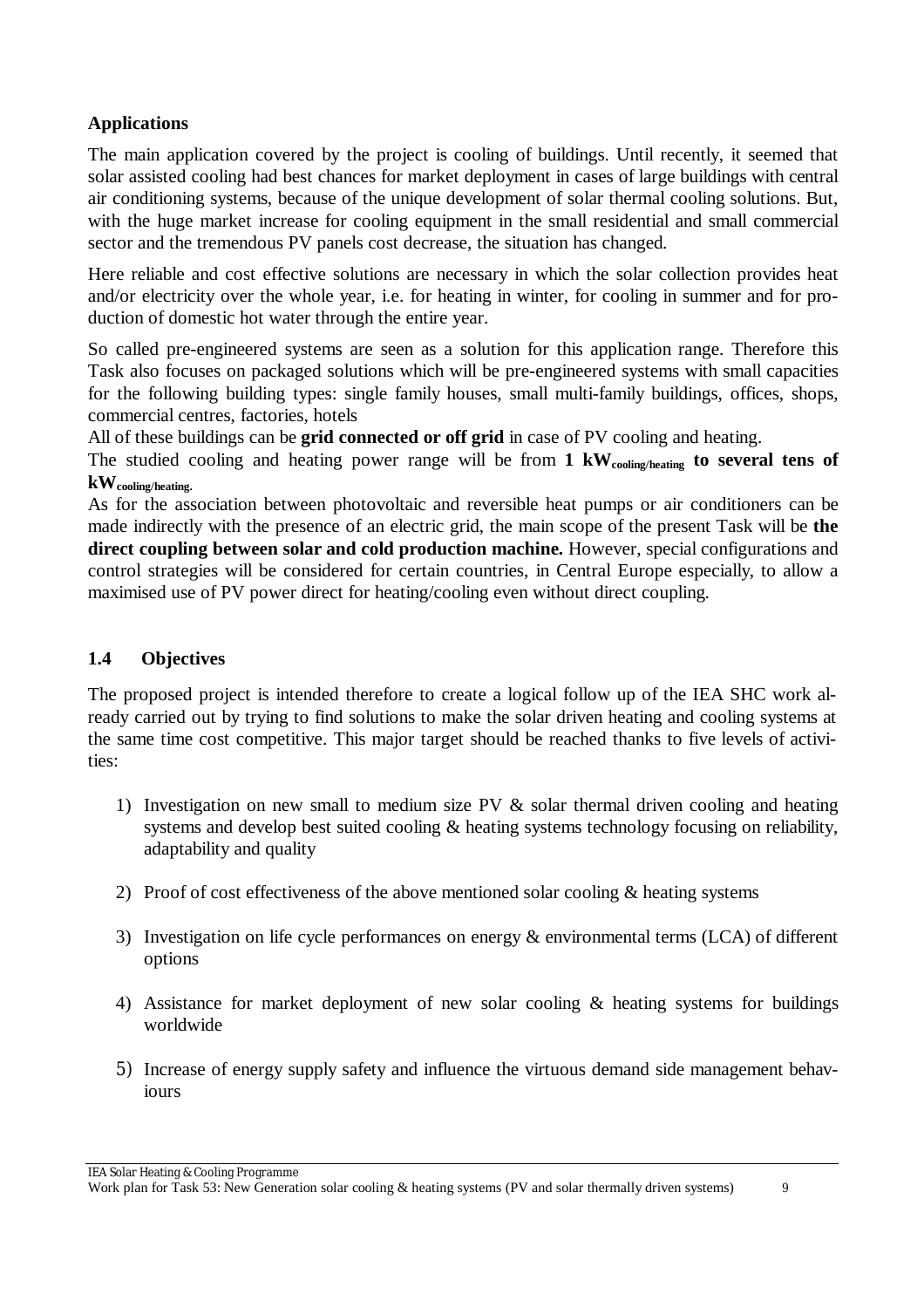**Applications**

The main application covered by the project is cooling of buildings. Until recently, it seemed that solar assisted cooling had best chances for market deployment in cases of large buildings with central air conditioning systems, because of the unique development of solar thermal cooling solutions. But, with the huge market increase for cooling equipment in the small residential and small commercial sector and the tremendous PV panels cost decrease, the situation has changed.

Here reliable and cost effective solutions are necessary in which the solar collection provides heat and/or electricity over the whole year, i.e. for heating in winter, for cooling in summer and for production of domestic hot water through the entire year.

So called pre-engineered systems are seen as a solution for this application range. Therefore this Task also focuses on packaged solutions which will be pre-engineered systems with small capacities for the following building types: single family houses, small multi-family buildings, offices, shops, commercial centres, factories, hotels

All of these buildings can be **grid connected or off grid** in case of PV cooling and heating.

The studied cooling and heating power range will be from **1 $kW_{cooling/heating}$ to several tens of $kW_{cooling/heating}$.**

As for the association between photovoltaic and reversible heat pumps or air conditioners can be made indirectly with the presence of an electric grid, the main scope of the present Task will be **the direct coupling between solar and cold production machine.** However, special configurations and control strategies will be considered for certain countries, in Central Europe especially, to allow a maximised use of PV power direct for heating/cooling even without direct coupling.

## 1.4 Objectives

The proposed project is intended therefore to create a logical follow up of the IEA SHC work already carried out by trying to find solutions to make the solar driven heating and cooling systems at the same time cost competitive. This major target should be reached thanks to five levels of activities:

1) Investigation on new small to medium size PV & solar thermal driven cooling and heating systems and develop best suited cooling & heating systems technology focusing on reliability, adaptability and quality

2) Proof of cost effectiveness of the above mentioned solar cooling & heating systems

3) Investigation on life cycle performances on energy & environmental terms (LCA) of different options

4) Assistance for market deployment of new solar cooling & heating systems for buildings worldwide

5) Increase of energy supply safety and influence the virtuous demand side management behaviours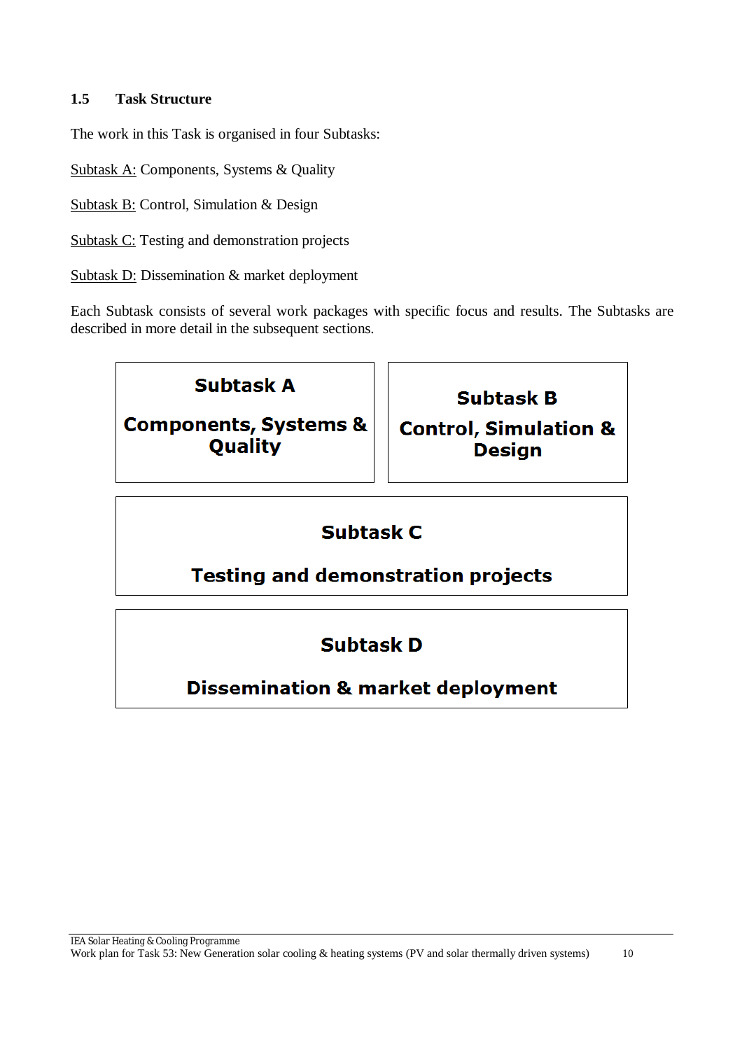## 1.5 Task Structure

The work in this Task is organised in four Subtasks:

Subtask A: Components, Systems & Quality

Subtask B: Control, Simulation & Design

Subtask C: Testing and demonstration projects

Subtask D: Dissemination & market deployment

Each Subtask consists of several work packages with specific focus and results. The Subtasks are described in more detail in the subsequent sections.

| **Subtask A** | **Subtask B** |
| --- | --- |
| **Components, Systems & Quality** | **Control, Simulation & Design** |

| **Subtask C** |
| --- |
| **Testing and demonstration projects** |

| **Subtask D** |
| --- |
| **Dissemination & market deployment** |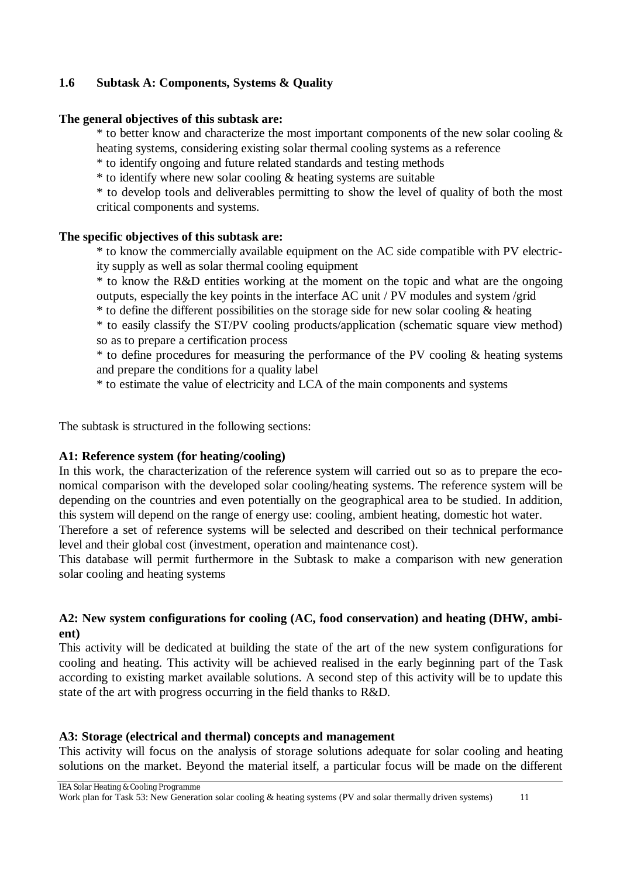## 1.6 Subtask A: Components, Systems & Quality

**The general objectives of this subtask are:**

* to better know and characterize the most important components of the new solar cooling & heating systems, considering existing solar thermal cooling systems as a reference
* to identify ongoing and future related standards and testing methods
* to identify where new solar cooling & heating systems are suitable
* to develop tools and deliverables permitting to show the level of quality of both the most critical components and systems.

**The specific objectives of this subtask are:**

* to know the commercially available equipment on the AC side compatible with PV electricity supply as well as solar thermal cooling equipment
* to know the R&D entities working at the moment on the topic and what are the ongoing outputs, especially the key points in the interface AC unit / PV modules and system /grid
* to define the different possibilities on the storage side for new solar cooling & heating
* to easily classify the ST/PV cooling products/application (schematic square view method) so as to prepare a certification process
* to define procedures for measuring the performance of the PV cooling & heating systems and prepare the conditions for a quality label
* to estimate the value of electricity and LCA of the main components and systems

The subtask is structured in the following sections:

**A1: Reference system (for heating/cooling)**

In this work, the characterization of the reference system will carried out so as to prepare the economical comparison with the developed solar cooling/heating systems. The reference system will be depending on the countries and even potentially on the geographical area to be studied. In addition, this system will depend on the range of energy use: cooling, ambient heating, domestic hot water.

Therefore a set of reference systems will be selected and described on their technical performance level and their global cost (investment, operation and maintenance cost).

This database will permit furthermore in the Subtask to make a comparison with new generation solar cooling and heating systems

**A2: New system configurations for cooling (AC, food conservation) and heating (DHW, ambient)**

This activity will be dedicated at building the state of the art of the new system configurations for cooling and heating. This activity will be achieved realised in the early beginning part of the Task according to existing market available solutions. A second step of this activity will be to update this state of the art with progress occurring in the field thanks to R&D.

**A3: Storage (electrical and thermal) concepts and management**

This activity will focus on the analysis of storage solutions adequate for solar cooling and heating solutions on the market. Beyond the material itself, a particular focus will be made on the different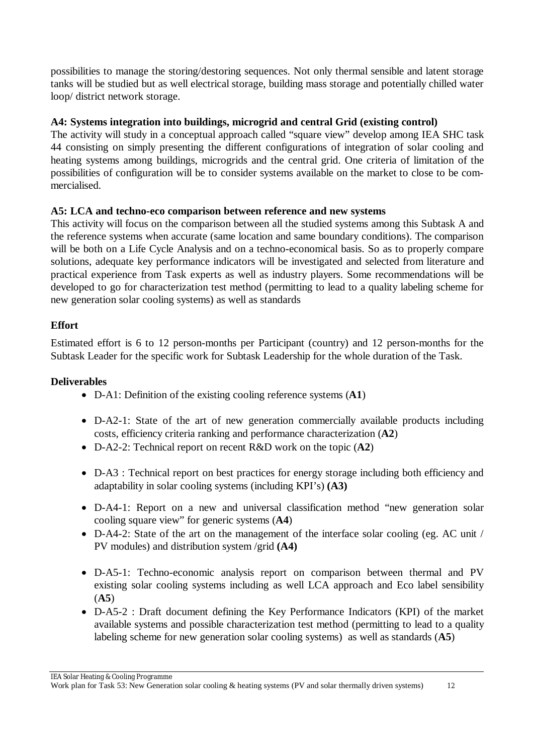possibilities to manage the storing/destoring sequences. Not only thermal sensible and latent storage tanks will be studied but as well electrical storage, building mass storage and potentially chilled water loop/ district network storage.

**A4: Systems integration into buildings, microgrid and central Grid (existing control)**

The activity will study in a conceptual approach called "square view" develop among IEA SHC task 44 consisting on simply presenting the different configurations of integration of solar cooling and heating systems among buildings, microgrids and the central grid. One criteria of limitation of the possibilities of configuration will be to consider systems available on the market to close to be commercialised.

**A5: LCA and techno-eco comparison between reference and new systems**

This activity will focus on the comparison between all the studied systems among this Subtask A and the reference systems when accurate (same location and same boundary conditions). The comparison will be both on a Life Cycle Analysis and on a techno-economical basis. So as to properly compare solutions, adequate key performance indicators will be investigated and selected from literature and practical experience from Task experts as well as industry players. Some recommendations will be developed to go for characterization test method (permitting to lead to a quality labeling scheme for new generation solar cooling systems) as well as standards

**Effort**

Estimated effort is 6 to 12 person-months per Participant (country) and 12 person-months for the Subtask Leader for the specific work for Subtask Leadership for the whole duration of the Task.

**Deliverables**

- D-A1: Definition of the existing cooling reference systems (**A1**)

- D-A2-1: State of the art of new generation commercially available products including costs, efficiency criteria ranking and performance characterization (**A2**)
- D-A2-2: Technical report on recent R&D work on the topic (**A2**)

- D-A3 : Technical report on best practices for energy storage including both efficiency and adaptability in solar cooling systems (including KPI's) **(A3)**

- D-A4-1: Report on a new and universal classification method "new generation solar cooling square view" for generic systems (**A4**)
- D-A4-2: State of the art on the management of the interface solar cooling (eg. AC unit / PV modules) and distribution system /grid **(A4)**

- D-A5-1: Techno-economic analysis report on comparison between thermal and PV existing solar cooling systems including as well LCA approach and Eco label sensibility (**A5**)
- D-A5-2 : Draft document defining the Key Performance Indicators (KPI) of the market available systems and possible characterization test method (permitting to lead to a quality labeling scheme for new generation solar cooling systems) as well as standards (**A5**)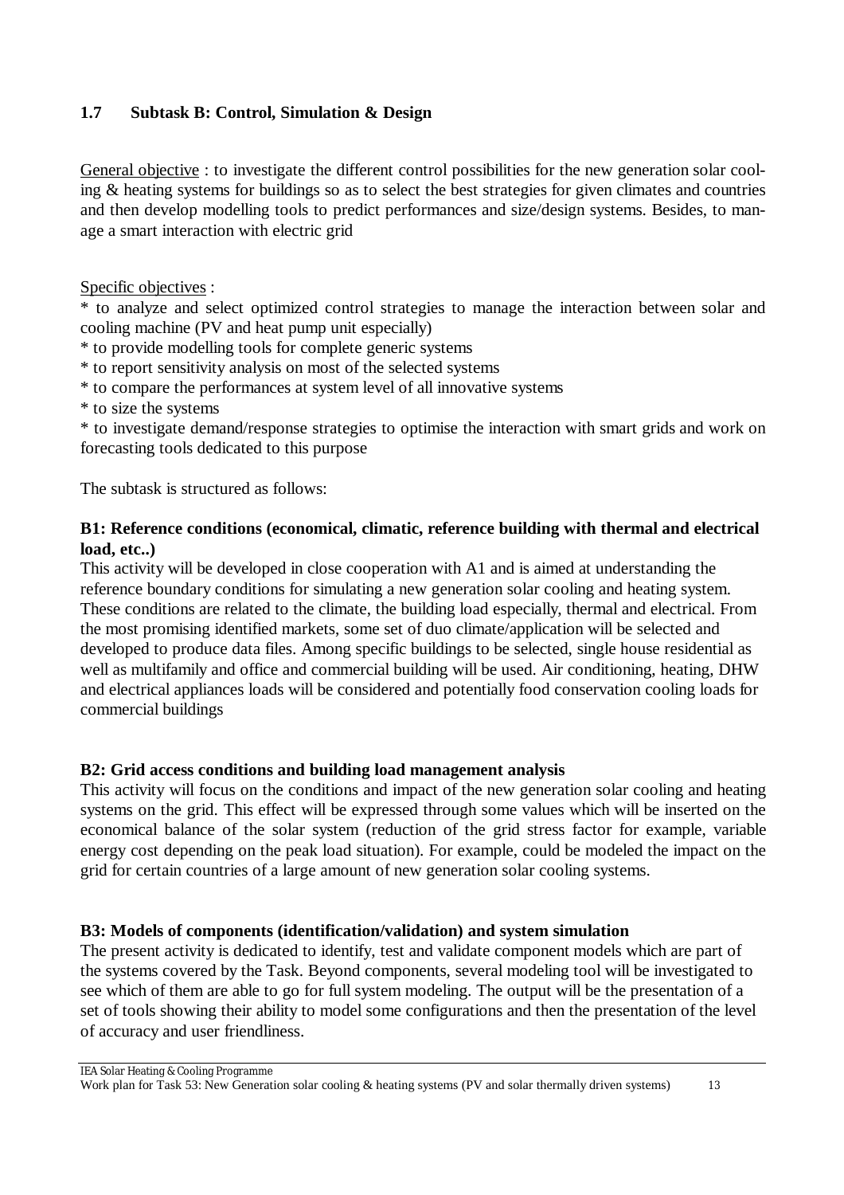### 1.7 Subtask B: Control, Simulation & Design

General objective : to investigate the different control possibilities for the new generation solar cooling & heating systems for buildings so as to select the best strategies for given climates and countries and then develop modelling tools to predict performances and size/design systems. Besides, to manage a smart interaction with electric grid

Specific objectives :

* to analyze and select optimized control strategies to manage the interaction between solar and cooling machine (PV and heat pump unit especially)
* to provide modelling tools for complete generic systems
* to report sensitivity analysis on most of the selected systems
* to compare the performances at system level of all innovative systems
* to size the systems
* to investigate demand/response strategies to optimise the interaction with smart grids and work on forecasting tools dedicated to this purpose

The subtask is structured as follows:

**B1: Reference conditions (economical, climatic, reference building with thermal and electrical load, etc..)**

This activity will be developed in close cooperation with A1 and is aimed at understanding the reference boundary conditions for simulating a new generation solar cooling and heating system. These conditions are related to the climate, the building load especially, thermal and electrical. From the most promising identified markets, some set of duo climate/application will be selected and developed to produce data files. Among specific buildings to be selected, single house residential as well as multifamily and office and commercial building will be used. Air conditioning, heating, DHW and electrical appliances loads will be considered and potentially food conservation cooling loads for commercial buildings

**B2: Grid access conditions and building load management analysis**

This activity will focus on the conditions and impact of the new generation solar cooling and heating systems on the grid. This effect will be expressed through some values which will be inserted on the economical balance of the solar system (reduction of the grid stress factor for example, variable energy cost depending on the peak load situation). For example, could be modeled the impact on the grid for certain countries of a large amount of new generation solar cooling systems.

**B3: Models of components (identification/validation) and system simulation**

The present activity is dedicated to identify, test and validate component models which are part of the systems covered by the Task. Beyond components, several modeling tool will be investigated to see which of them are able to go for full system modeling. The output will be the presentation of a set of tools showing their ability to model some configurations and then the presentation of the level of accuracy and user friendliness.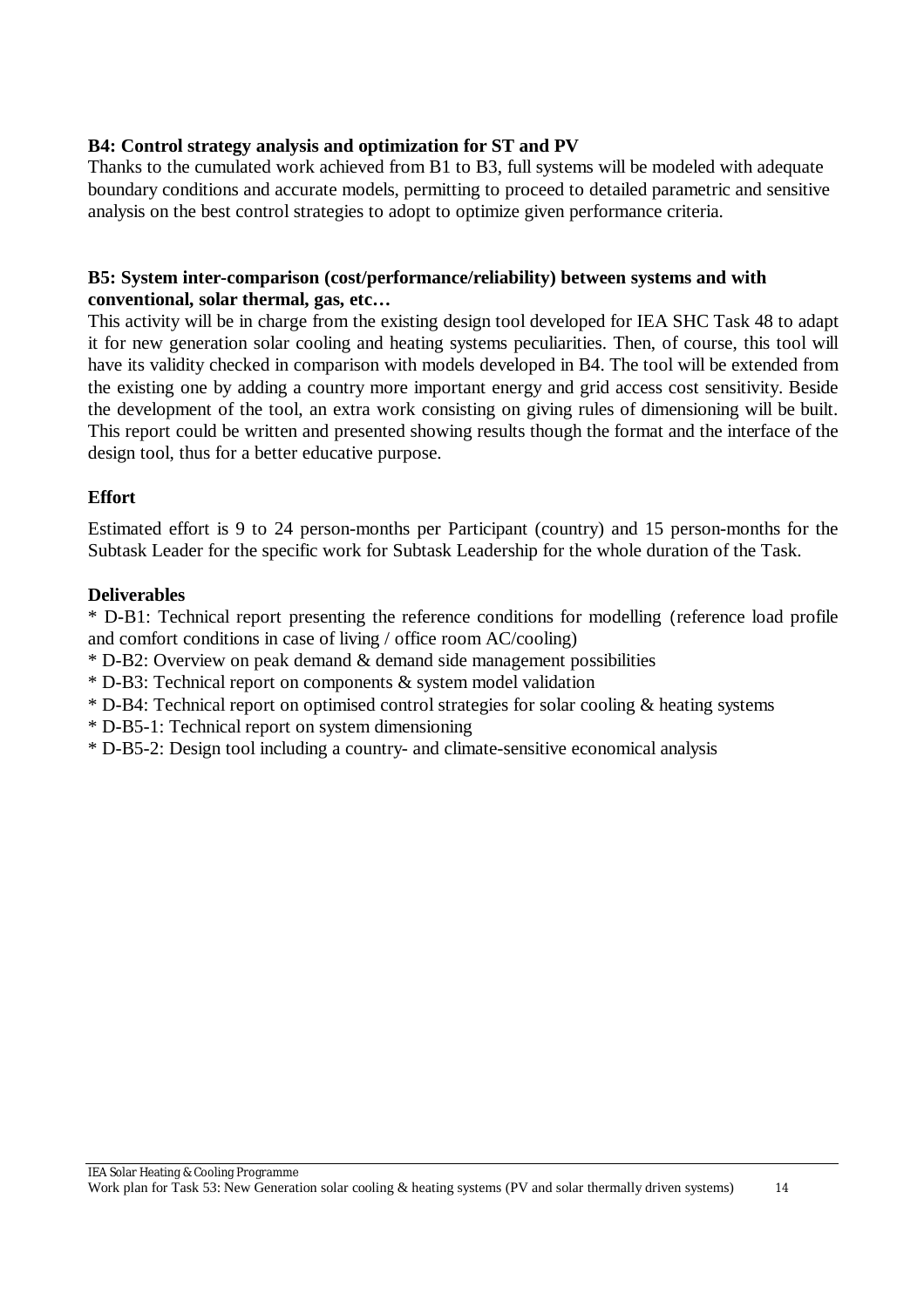**B4: Control strategy analysis and optimization for ST and PV**

Thanks to the cumulated work achieved from B1 to B3, full systems will be modeled with adequate boundary conditions and accurate models, permitting to proceed to detailed parametric and sensitive analysis on the best control strategies to adopt to optimize given performance criteria.

**B5: System inter-comparison (cost/performance/reliability) between systems and with conventional, solar thermal, gas, etc…**

This activity will be in charge from the existing design tool developed for IEA SHC Task 48 to adapt it for new generation solar cooling and heating systems peculiarities. Then, of course, this tool will have its validity checked in comparison with models developed in B4. The tool will be extended from the existing one by adding a country more important energy and grid access cost sensitivity. Beside the development of the tool, an extra work consisting on giving rules of dimensioning will be built. This report could be written and presented showing results though the format and the interface of the design tool, thus for a better educative purpose.

**Effort**

Estimated effort is 9 to 24 person-months per Participant (country) and 15 person-months for the Subtask Leader for the specific work for Subtask Leadership for the whole duration of the Task.

**Deliverables**

* D-B1: Technical report presenting the reference conditions for modelling (reference load profile and comfort conditions in case of living / office room AC/cooling)
* D-B2: Overview on peak demand & demand side management possibilities
* D-B3: Technical report on components & system model validation
* D-B4: Technical report on optimised control strategies for solar cooling & heating systems
* D-B5-1: Technical report on system dimensioning
* D-B5-2: Design tool including a country- and climate-sensitive economical analysis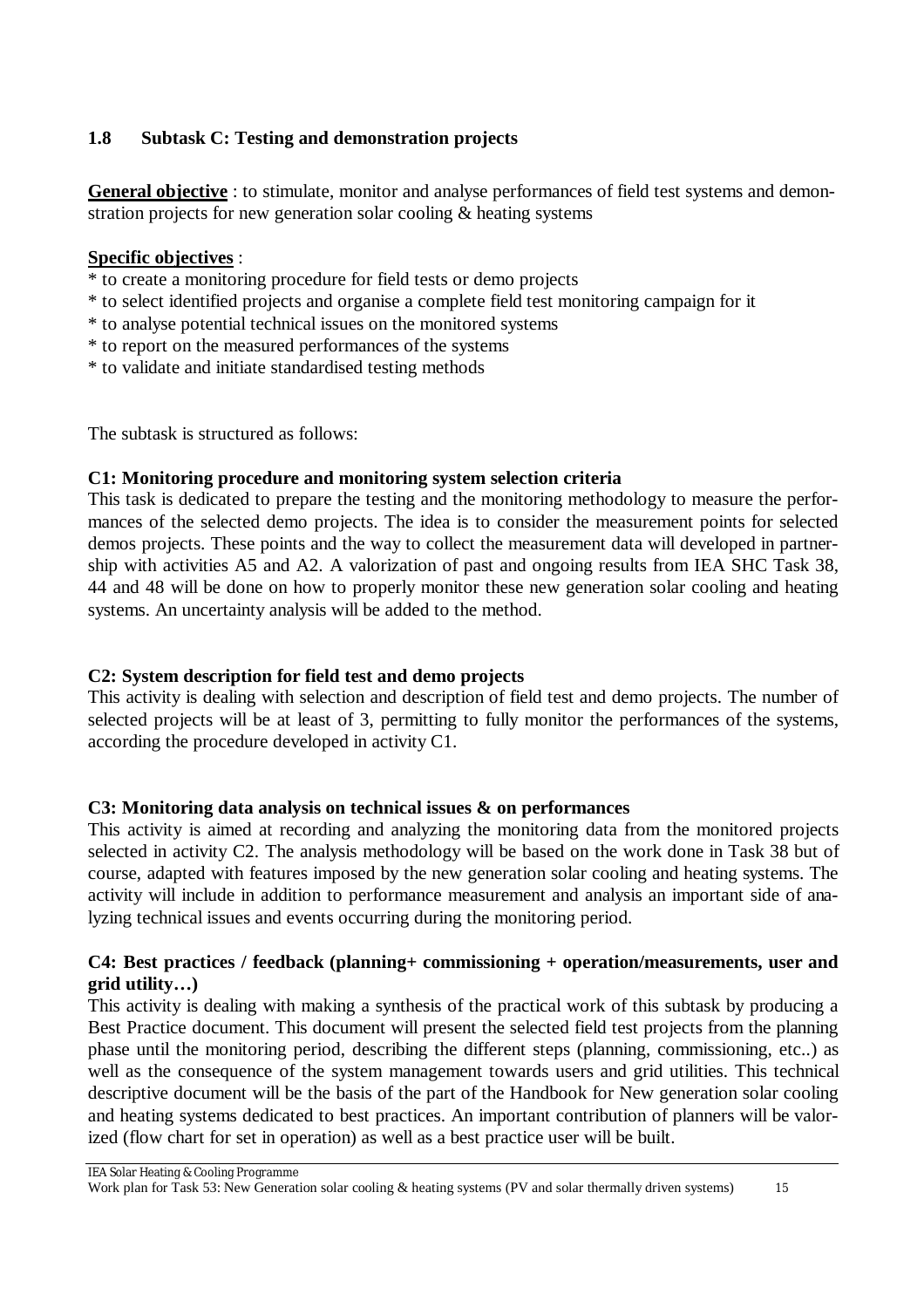## 1.8 Subtask C: Testing and demonstration projects

**General objective** : to stimulate, monitor and analyse performances of field test systems and demonstration projects for new generation solar cooling & heating systems

**Specific objectives** :

* to create a monitoring procedure for field tests or demo projects
* to select identified projects and organise a complete field test monitoring campaign for it
* to analyse potential technical issues on the monitored systems
* to report on the measured performances of the systems
* to validate and initiate standardised testing methods

The subtask is structured as follows:

**C1: Monitoring procedure and monitoring system selection criteria**

This task is dedicated to prepare the testing and the monitoring methodology to measure the performances of the selected demo projects. The idea is to consider the measurement points for selected demos projects. These points and the way to collect the measurement data will developed in partnership with activities A5 and A2. A valorization of past and ongoing results from IEA SHC Task 38, 44 and 48 will be done on how to properly monitor these new generation solar cooling and heating systems. An uncertainty analysis will be added to the method.

**C2: System description for field test and demo projects**

This activity is dealing with selection and description of field test and demo projects. The number of selected projects will be at least of 3, permitting to fully monitor the performances of the systems, according the procedure developed in activity C1.

**C3: Monitoring data analysis on technical issues & on performances**

This activity is aimed at recording and analyzing the monitoring data from the monitored projects selected in activity C2. The analysis methodology will be based on the work done in Task 38 but of course, adapted with features imposed by the new generation solar cooling and heating systems. The activity will include in addition to performance measurement and analysis an important side of analyzing technical issues and events occurring during the monitoring period.

**C4: Best practices / feedback (planning+ commissioning + operation/measurements, user and grid utility…)**

This activity is dealing with making a synthesis of the practical work of this subtask by producing a Best Practice document. This document will present the selected field test projects from the planning phase until the monitoring period, describing the different steps (planning, commissioning, etc..) as well as the consequence of the system management towards users and grid utilities. This technical descriptive document will be the basis of the part of the Handbook for New generation solar cooling and heating systems dedicated to best practices. An important contribution of planners will be valorized (flow chart for set in operation) as well as a best practice user will be built.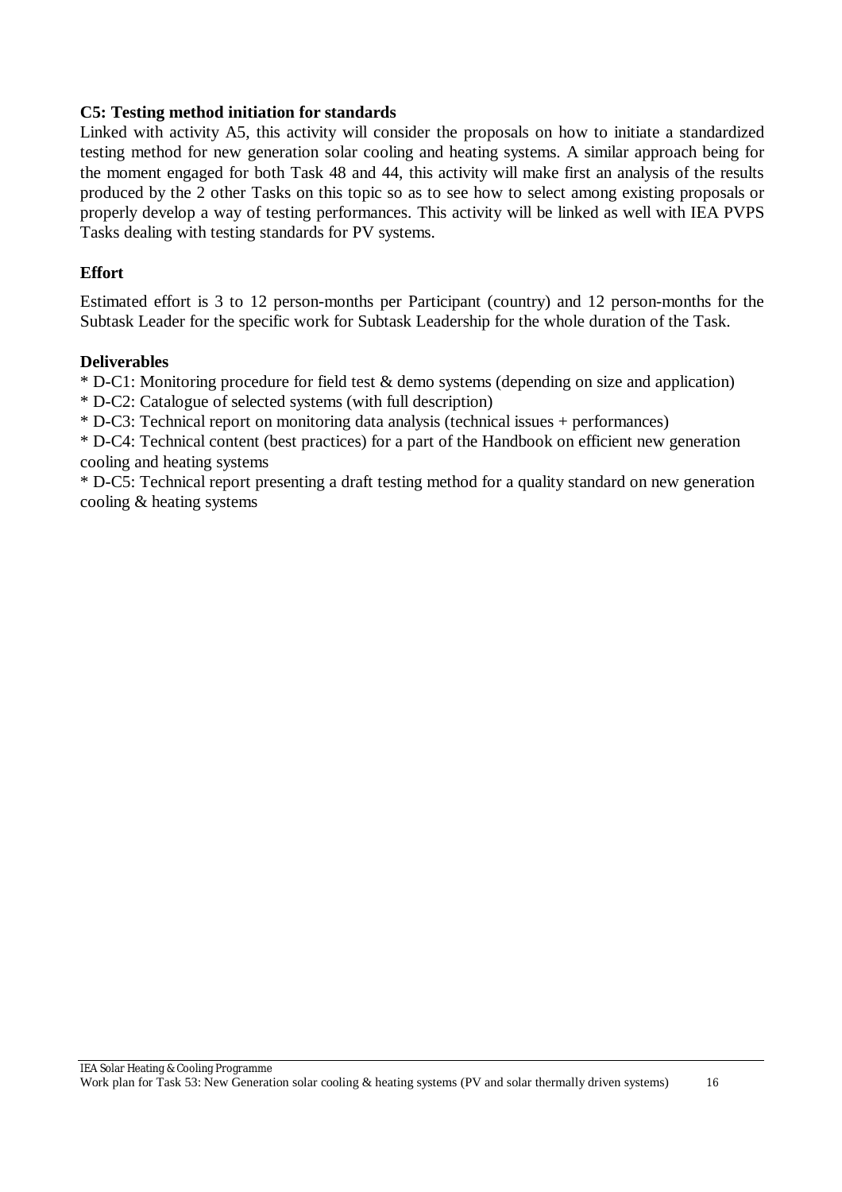**C5: Testing method initiation for standards**

Linked with activity A5, this activity will consider the proposals on how to initiate a standardized testing method for new generation solar cooling and heating systems. A similar approach being for the moment engaged for both Task 48 and 44, this activity will make first an analysis of the results produced by the 2 other Tasks on this topic so as to see how to select among existing proposals or properly develop a way of testing performances. This activity will be linked as well with IEA PVPS Tasks dealing with testing standards for PV systems.

**Effort**

Estimated effort is 3 to 12 person-months per Participant (country) and 12 person-months for the Subtask Leader for the specific work for Subtask Leadership for the whole duration of the Task.

**Deliverables**

* D-C1: Monitoring procedure for field test & demo systems (depending on size and application)
* D-C2: Catalogue of selected systems (with full description)
* D-C3: Technical report on monitoring data analysis (technical issues + performances)
* D-C4: Technical content (best practices) for a part of the Handbook on efficient new generation cooling and heating systems
* D-C5: Technical report presenting a draft testing method for a quality standard on new generation cooling & heating systems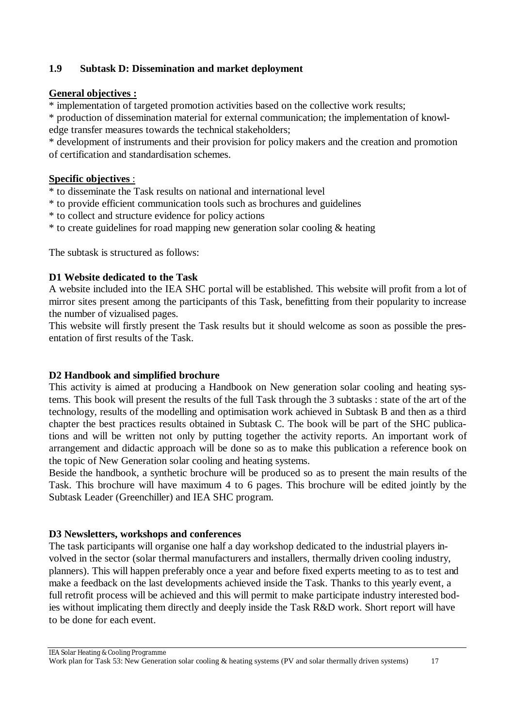### 1.9 Subtask D: Dissemination and market deployment

**General objectives :**

* implementation of targeted promotion activities based on the collective work results;
* production of dissemination material for external communication; the implementation of knowledge transfer measures towards the technical stakeholders;
* development of instruments and their provision for policy makers and the creation and promotion of certification and standardisation schemes.

**Specific objectives** :

* to disseminate the Task results on national and international level
* to provide efficient communication tools such as brochures and guidelines
* to collect and structure evidence for policy actions
* to create guidelines for road mapping new generation solar cooling & heating

The subtask is structured as follows:

**D1 Website dedicated to the Task**

A website included into the IEA SHC portal will be established. This website will profit from a lot of mirror sites present among the participants of this Task, benefitting from their popularity to increase the number of vizualised pages.

This website will firstly present the Task results but it should welcome as soon as possible the presentation of first results of the Task.

**D2 Handbook and simplified brochure**

This activity is aimed at producing a Handbook on New generation solar cooling and heating systems. This book will present the results of the full Task through the 3 subtasks : state of the art of the technology, results of the modelling and optimisation work achieved in Subtask B and then as a third chapter the best practices results obtained in Subtask C. The book will be part of the SHC publications and will be written not only by putting together the activity reports. An important work of arrangement and didactic approach will be done so as to make this publication a reference book on the topic of New Generation solar cooling and heating systems.

Beside the handbook, a synthetic brochure will be produced so as to present the main results of the Task. This brochure will have maximum 4 to 6 pages. This brochure will be edited jointly by the Subtask Leader (Greenchiller) and IEA SHC program.

**D3 Newsletters, workshops and conferences**

The task participants will organise one half a day workshop dedicated to the industrial players involved in the sector (solar thermal manufacturers and installers, thermally driven cooling industry, planners). This will happen preferably once a year and before fixed experts meeting to as to test and make a feedback on the last developments achieved inside the Task. Thanks to this yearly event, a full retrofit process will be achieved and this will permit to make participate industry interested bodies without implicating them directly and deeply inside the Task R&D work. Short report will have to be done for each event.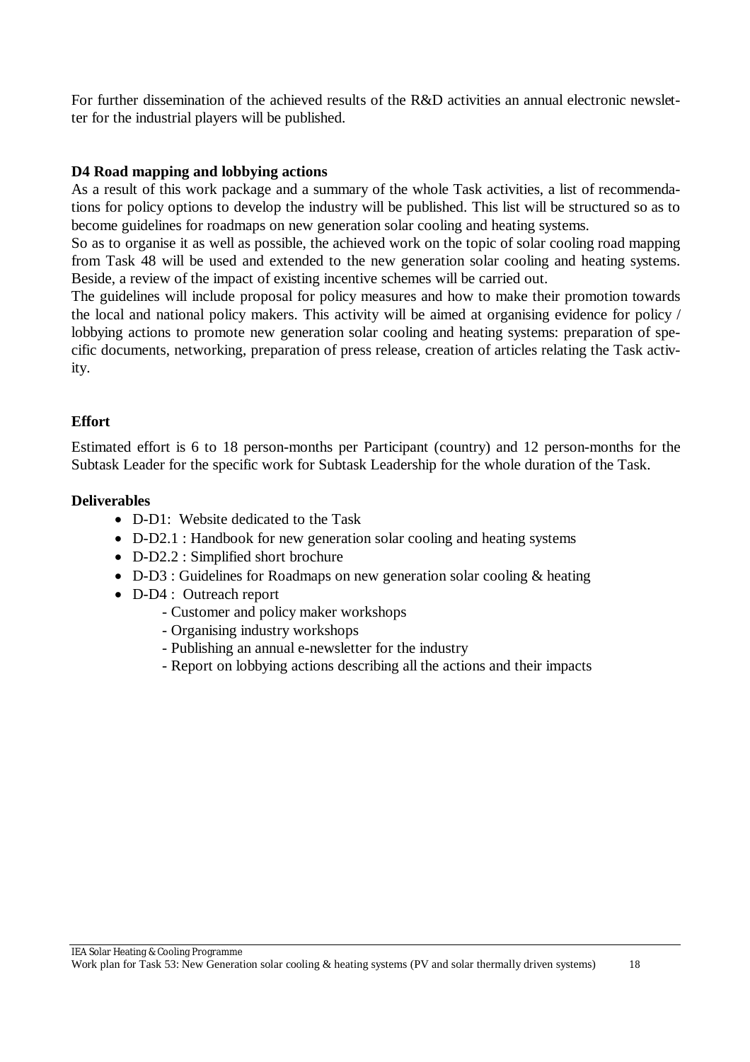For further dissemination of the achieved results of the R&D activities an annual electronic newsletter for the industrial players will be published.

**D4 Road mapping and lobbying actions**

As a result of this work package and a summary of the whole Task activities, a list of recommendations for policy options to develop the industry will be published. This list will be structured so as to become guidelines for roadmaps on new generation solar cooling and heating systems.

So as to organise it as well as possible, the achieved work on the topic of solar cooling road mapping from Task 48 will be used and extended to the new generation solar cooling and heating systems. Beside, a review of the impact of existing incentive schemes will be carried out.

The guidelines will include proposal for policy measures and how to make their promotion towards the local and national policy makers. This activity will be aimed at organising evidence for policy / lobbying actions to promote new generation solar cooling and heating systems: preparation of specific documents, networking, preparation of press release, creation of articles relating the Task activity.

**Effort**

Estimated effort is 6 to 18 person-months per Participant (country) and 12 person-months for the Subtask Leader for the specific work for Subtask Leadership for the whole duration of the Task.

**Deliverables**

- D-D1: Website dedicated to the Task
- D-D2.1 : Handbook for new generation solar cooling and heating systems
- D-D2.2 : Simplified short brochure
- D-D3 : Guidelines for Roadmaps on new generation solar cooling & heating
- D-D4 : Outreach report
  - Customer and policy maker workshops
  - Organising industry workshops
  - Publishing an annual e-newsletter for the industry
  - Report on lobbying actions describing all the actions and their impacts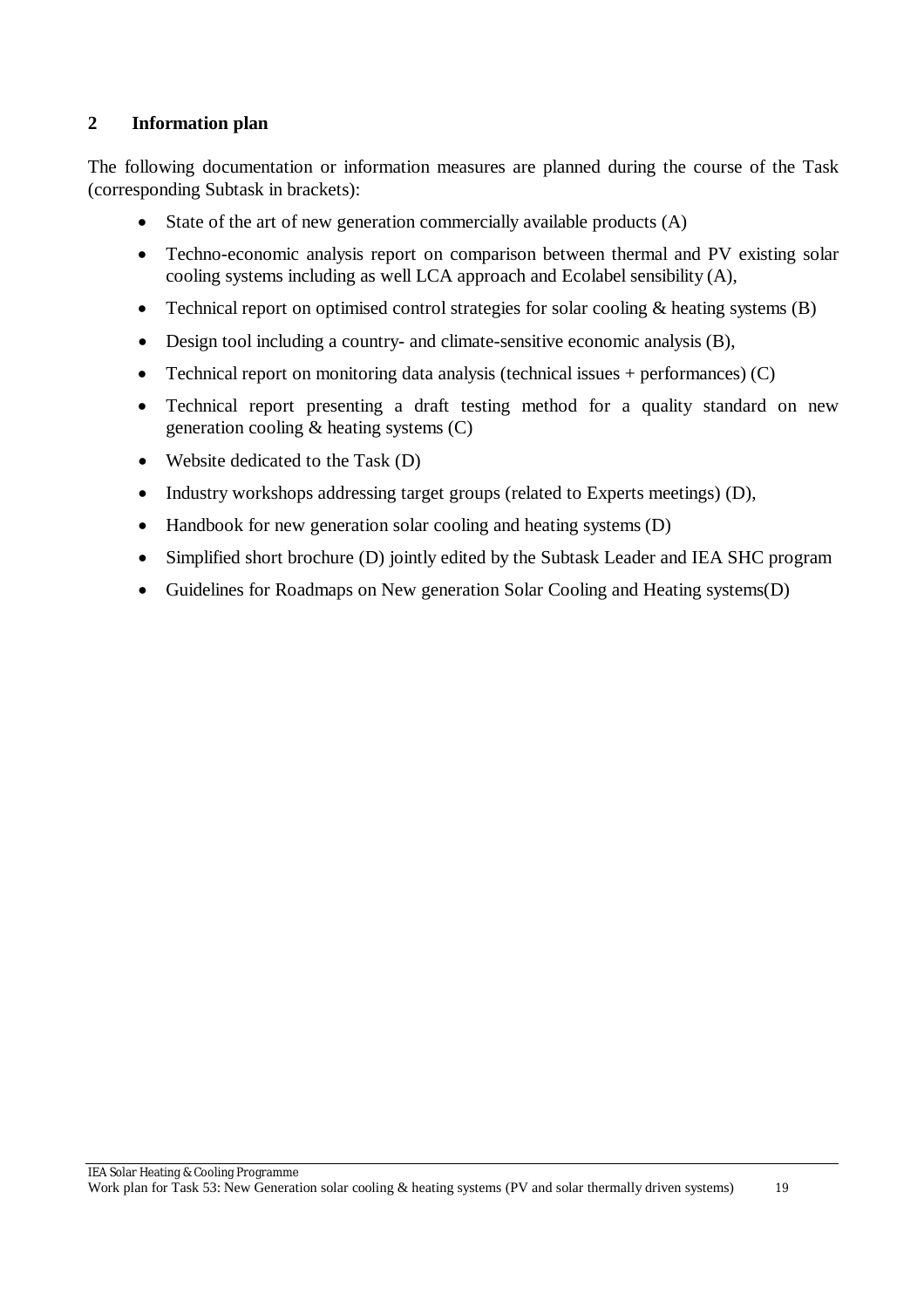## 2 Information plan

The following documentation or information measures are planned during the course of the Task (corresponding Subtask in brackets):

- State of the art of new generation commercially available products (A)
- Techno-economic analysis report on comparison between thermal and PV existing solar cooling systems including as well LCA approach and Ecolabel sensibility (A),
- Technical report on optimised control strategies for solar cooling & heating systems (B)
- Design tool including a country- and climate-sensitive economic analysis (B),
- Technical report on monitoring data analysis (technical issues + performances) (C)
- Technical report presenting a draft testing method for a quality standard on new generation cooling & heating systems (C)
- Website dedicated to the Task (D)
- Industry workshops addressing target groups (related to Experts meetings) (D),
- Handbook for new generation solar cooling and heating systems (D)
- Simplified short brochure (D) jointly edited by the Subtask Leader and IEA SHC program
- Guidelines for Roadmaps on New generation Solar Cooling and Heating systems(D)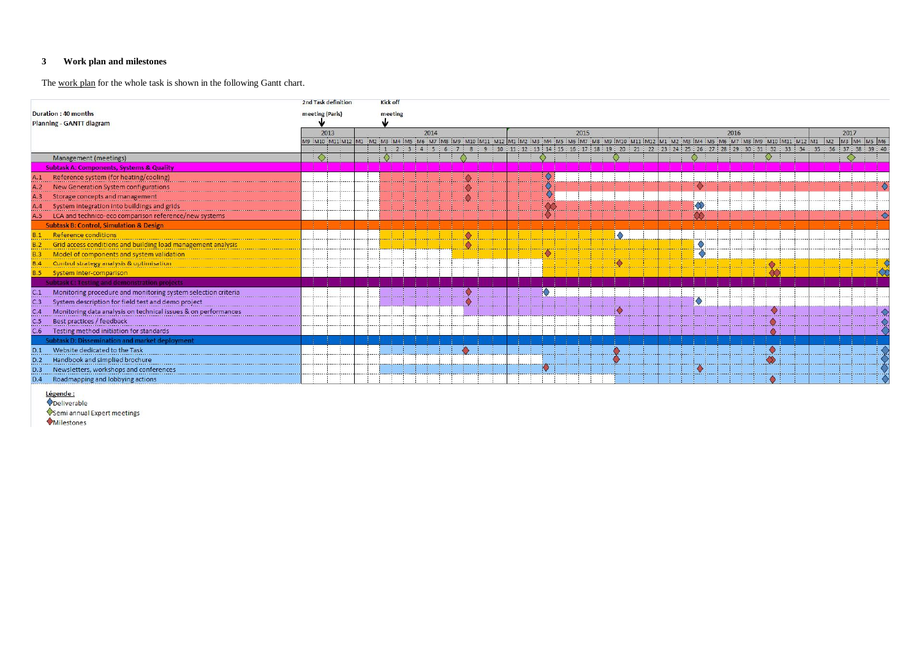## 3 Work plan and milestones

The work plan for the whole task is shown in the following Gantt chart.

Duration : 40 months

Planning - GANTT diagram

2nd Task definition meeting (Paris)

Kick off meeting

| | 2013 | 2014 | 2015 | 2016 | 2017 |
|---|---|---|---|---|---|
| Management (meetings) | | | | | |
| **Subtask A: Components, Systems & Quality** | | | | | |
| A.1 Reference system (for heating/cooling) | | | | | |
| A.2 New Generation System configurations | | | | | |
| A.3 Storage concepts and management | | | | | |
| A.4 System integration into buildings and grids | | | | | |
| A.5 LCA and technico-eco comparison reference/new systems | | | | | |
| **Subtask B: Control, Simulation & Design** | | | | | |
| B.1 Reference conditions | | | | | |
| B.2 Grid access conditions and building load management analysis | | | | | |
| B.3 Model of components and system validation | | | | | |
| B.4 Control strategy analysis & optimisation | | | | | |
| B.5 System inter-comparison | | | | | |
| **Subtask C: Testing and demonstration projects** | | | | | |
| C.1 Monitoring procedure and monitoring system selection criteria | | | | | |
| C.3 System description for field test and demo project | | | | | |
| C.4 Monitoring data analysis on technical issues & on performances | | | | | |
| C.5 Best practices / feedback | | | | | |
| C.6 Testing method initiation for standards | | | | | |
| **Subtask D: Dissemination and market deployment** | | | | | |
| D.1 Website dedicated to the Task | | | | | |
| D.2 Handbook and simplied brochure | | | | | |
| D.3 Newsletters, workshops and conferences | | | | | |
| D.4 Roadmapping and lobbying actions | | | | | |

Légende :

- Deliverable
- Semi annual Expert meetings
- Milestones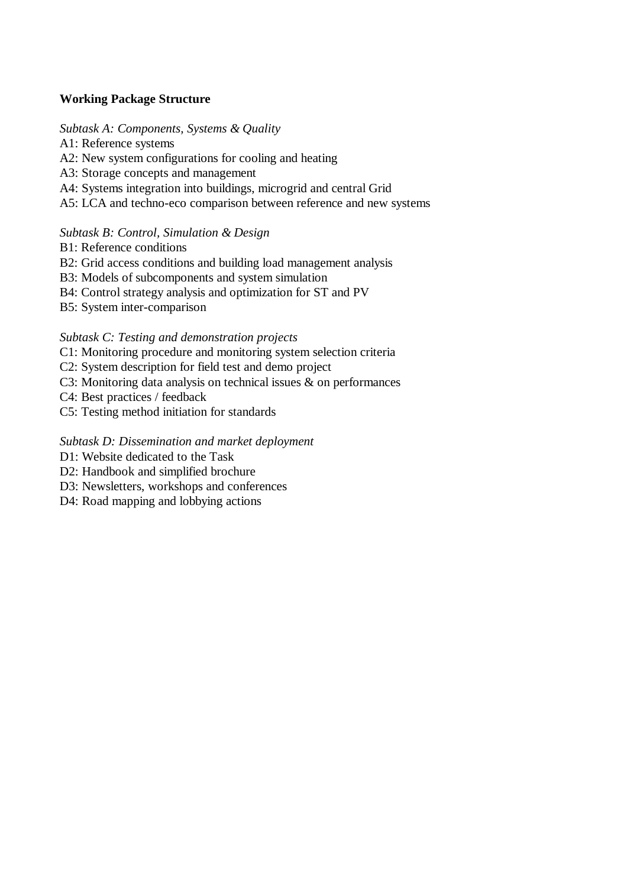**Working Package Structure**

*Subtask A: Components, Systems & Quality*
A1: Reference systems
A2: New system configurations for cooling and heating
A3: Storage concepts and management
A4: Systems integration into buildings, microgrid and central Grid
A5: LCA and techno-eco comparison between reference and new systems

*Subtask B: Control, Simulation & Design*
B1: Reference conditions
B2: Grid access conditions and building load management analysis
B3: Models of subcomponents and system simulation
B4: Control strategy analysis and optimization for ST and PV
B5: System inter-comparison

*Subtask C: Testing and demonstration projects*
C1: Monitoring procedure and monitoring system selection criteria
C2: System description for field test and demo project
C3: Monitoring data analysis on technical issues & on performances
C4: Best practices / feedback
C5: Testing method initiation for standards

*Subtask D: Dissemination and market deployment*
D1: Website dedicated to the Task
D2: Handbook and simplified brochure
D3: Newsletters, workshops and conferences
D4: Road mapping and lobbying actions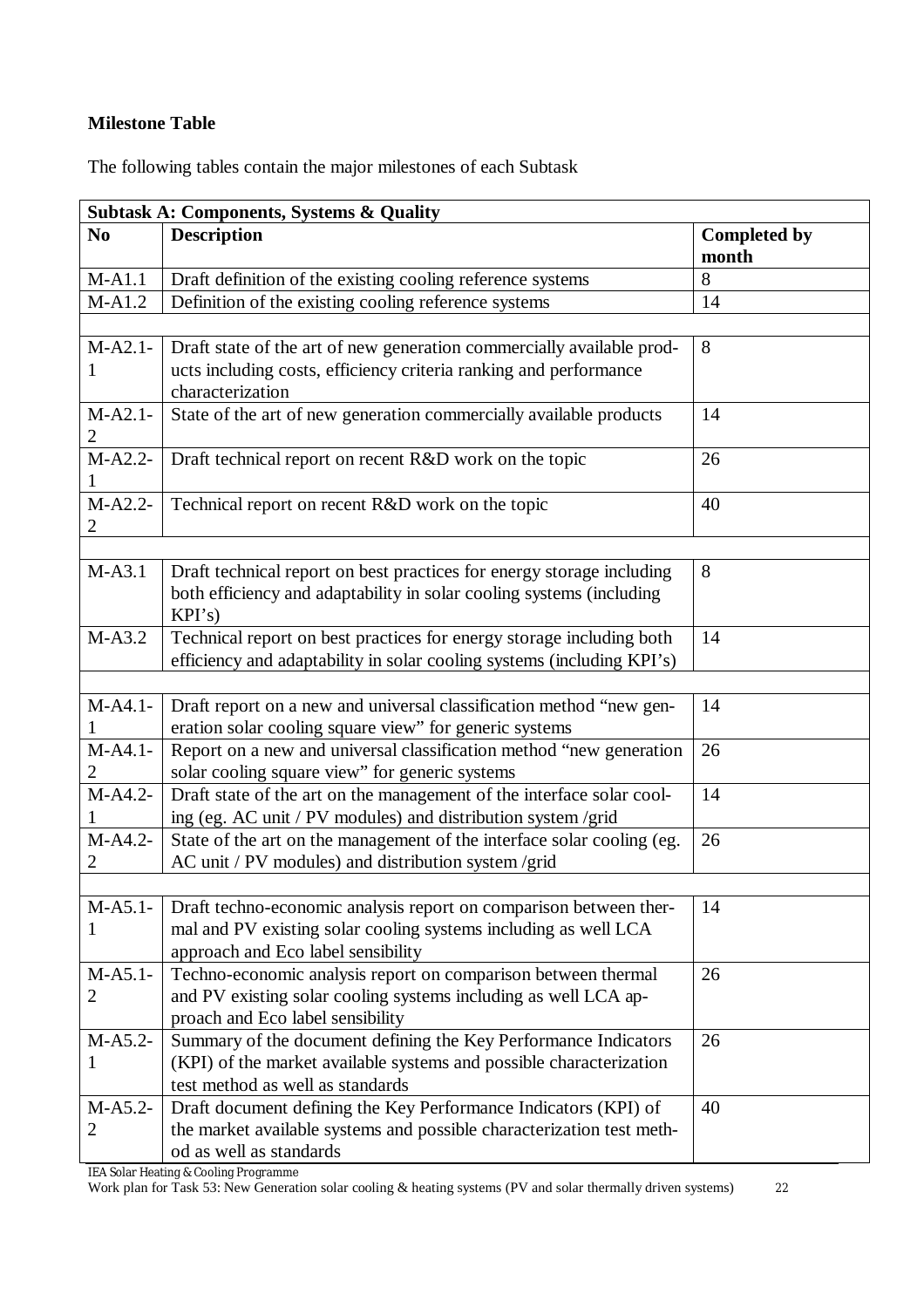**Milestone Table**

The following tables contain the major milestones of each Subtask

| Subtask A: Components, Systems & Quality | | |
|---|---|---|
| **No** | **Description** | **Completed by month** |
| M-A1.1 | Draft definition of the existing cooling reference systems | 8 |
| M-A1.2 | Definition of the existing cooling reference systems | 14 |
| | | |
| M-A2.1-1 | Draft state of the art of new generation commercially available products including costs, efficiency criteria ranking and performance characterization | 8 |
| M-A2.1-2 | State of the art of new generation commercially available products | 14 |
| M-A2.2-1 | Draft technical report on recent R&D work on the topic | 26 |
| M-A2.2-2 | Technical report on recent R&D work on the topic | 40 |
| | | |
| M-A3.1 | Draft technical report on best practices for energy storage including both efficiency and adaptability in solar cooling systems (including KPI's) | 8 |
| M-A3.2 | Technical report on best practices for energy storage including both efficiency and adaptability in solar cooling systems (including KPI's) | 14 |
| | | |
| M-A4.1-1 | Draft report on a new and universal classification method "new generation solar cooling square view" for generic systems | 14 |
| M-A4.1-2 | Report on a new and universal classification method "new generation solar cooling square view" for generic systems | 26 |
| M-A4.2-1 | Draft state of the art on the management of the interface solar cooling (eg. AC unit / PV modules) and distribution system /grid | 14 |
| M-A4.2-2 | State of the art on the management of the interface solar cooling (eg. AC unit / PV modules) and distribution system /grid | 26 |
| | | |
| M-A5.1-1 | Draft techno-economic analysis report on comparison between thermal and PV existing solar cooling systems including as well LCA approach and Eco label sensibility | 14 |
| M-A5.1-2 | Techno-economic analysis report on comparison between thermal and PV existing solar cooling systems including as well LCA approach and Eco label sensibility | 26 |
| M-A5.2-1 | Summary of the document defining the Key Performance Indicators (KPI) of the market available systems and possible characterization test method as well as standards | 26 |
| M-A5.2-2 | Draft document defining the Key Performance Indicators (KPI) of the market available systems and possible characterization test method as well as standards | 40 |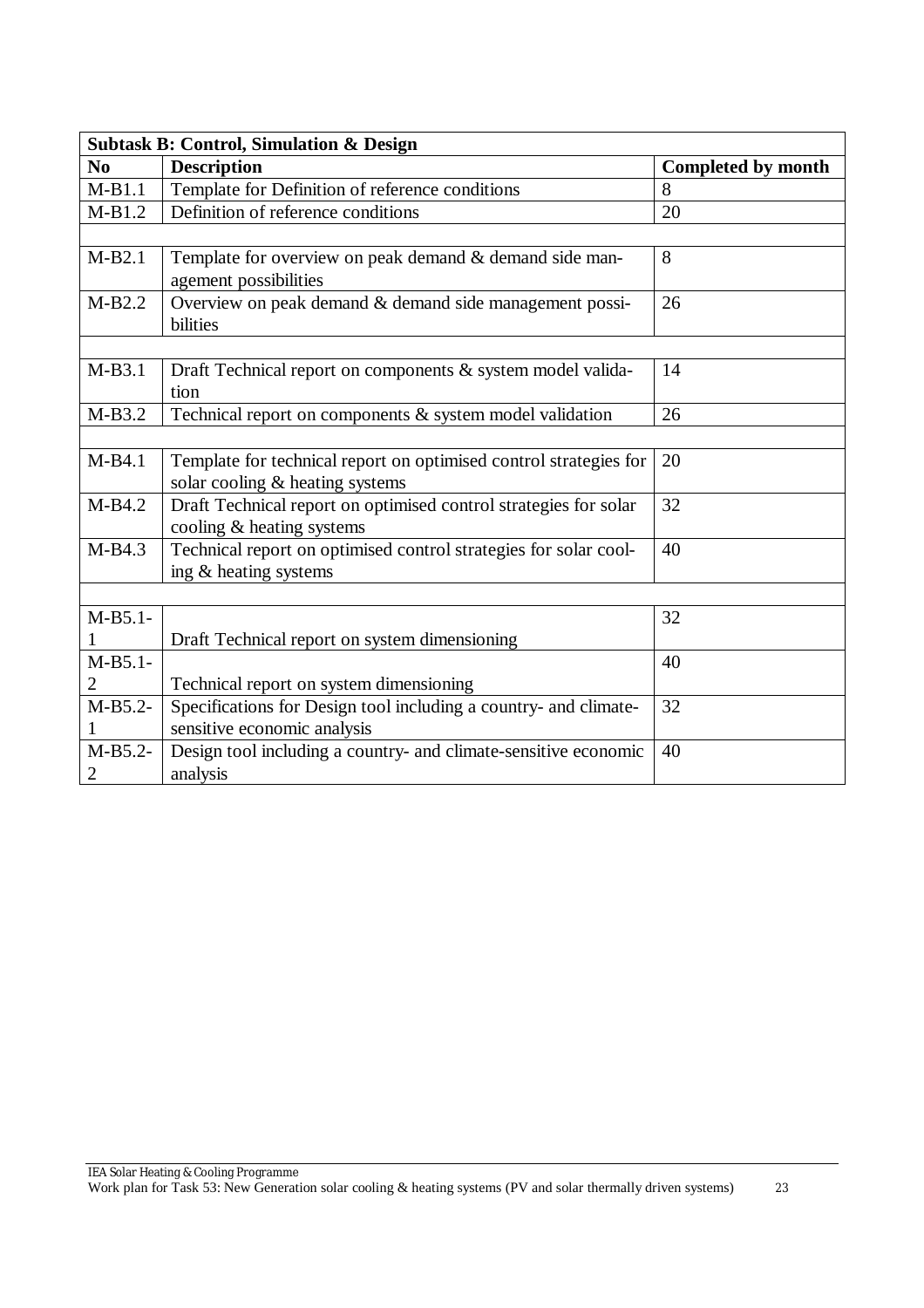| Subtask B: Control, Simulation & Design | | |
|---|---|---|
| **No** | **Description** | **Completed by month** |
| M-B1.1 | Template for Definition of reference conditions | 8 |
| M-B1.2 | Definition of reference conditions | 20 |
| | | |
| M-B2.1 | Template for overview on peak demand & demand side management possibilities | 8 |
| M-B2.2 | Overview on peak demand & demand side management possibilities | 26 |
| | | |
| M-B3.1 | Draft Technical report on components & system model validation | 14 |
| M-B3.2 | Technical report on components & system model validation | 26 |
| | | |
| M-B4.1 | Template for technical report on optimised control strategies for solar cooling & heating systems | 20 |
| M-B4.2 | Draft Technical report on optimised control strategies for solar cooling & heating systems | 32 |
| M-B4.3 | Technical report on optimised control strategies for solar cooling & heating systems | 40 |
| | | |
| M-B5.1-1 | Draft Technical report on system dimensioning | 32 |
| M-B5.1-2 | Technical report on system dimensioning | 40 |
| M-B5.2-1 | Specifications for Design tool including a country- and climate-sensitive economic analysis | 32 |
| M-B5.2-2 | Design tool including a country- and climate-sensitive economic analysis | 40 |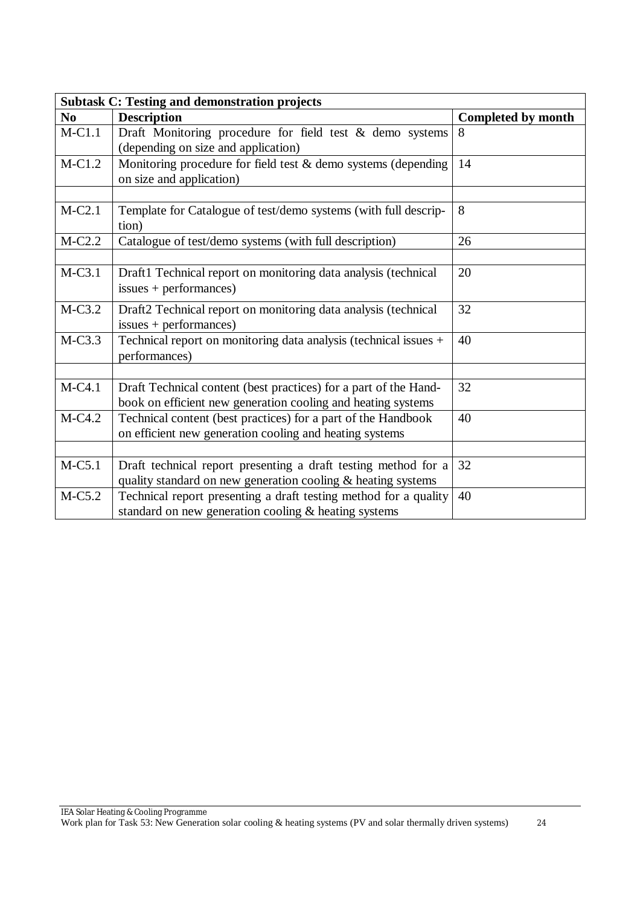| Subtask C: Testing and demonstration projects | | |
|---|---|---|
| **No** | **Description** | **Completed by month** |
| M-C1.1 | Draft Monitoring procedure for field test & demo systems (depending on size and application) | 8 |
| M-C1.2 | Monitoring procedure for field test & demo systems (depending on size and application) | 14 |
| | | |
| M-C2.1 | Template for Catalogue of test/demo systems (with full description) | 8 |
| M-C2.2 | Catalogue of test/demo systems (with full description) | 26 |
| | | |
| M-C3.1 | Draft1 Technical report on monitoring data analysis (technical issues + performances) | 20 |
| M-C3.2 | Draft2 Technical report on monitoring data analysis (technical issues + performances) | 32 |
| M-C3.3 | Technical report on monitoring data analysis (technical issues + performances) | 40 |
| | | |
| M-C4.1 | Draft Technical content (best practices) for a part of the Handbook on efficient new generation cooling and heating systems | 32 |
| M-C4.2 | Technical content (best practices) for a part of the Handbook on efficient new generation cooling and heating systems | 40 |
| | | |
| M-C5.1 | Draft technical report presenting a draft testing method for a quality standard on new generation cooling & heating systems | 32 |
| M-C5.2 | Technical report presenting a draft testing method for a quality standard on new generation cooling & heating systems | 40 |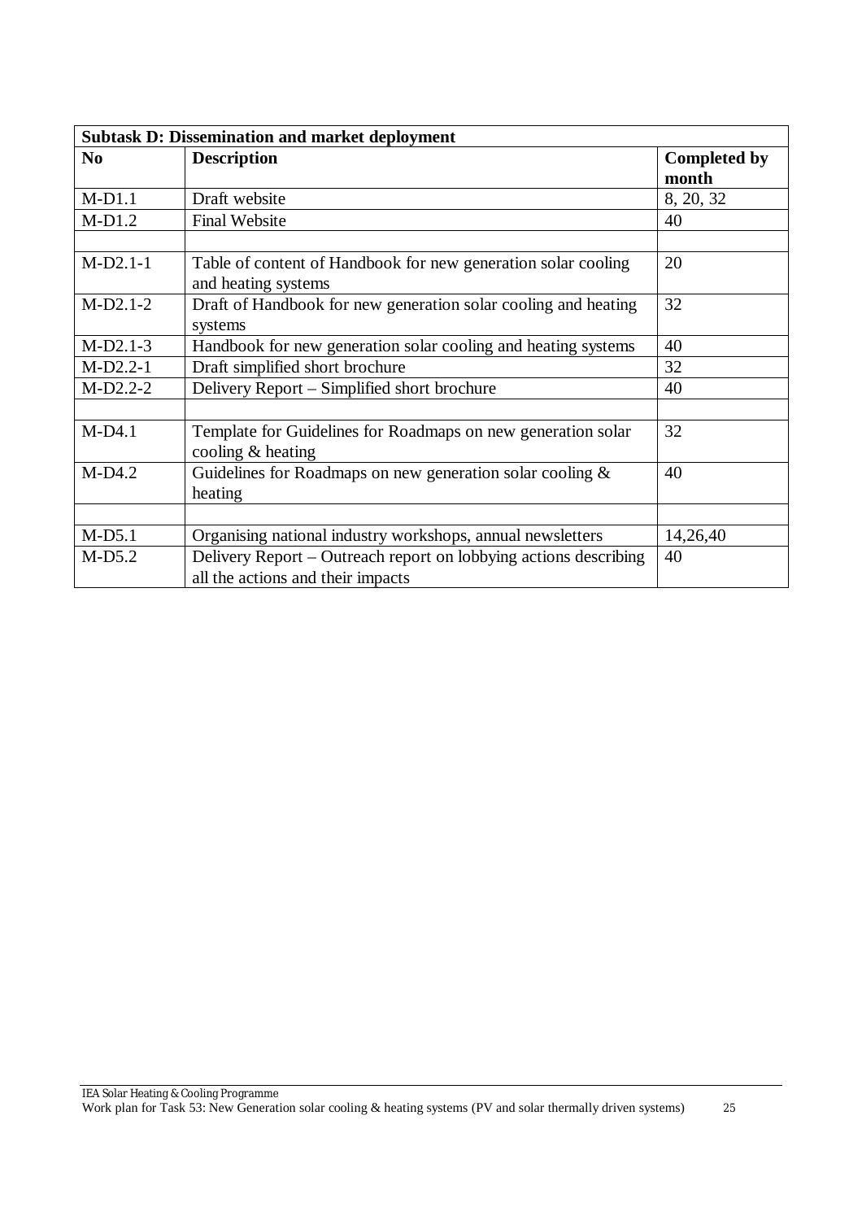| Subtask D: Dissemination and market deployment | | |
|---|---|---|
| **No** | **Description** | **Completed by month** |
| M-D1.1 | Draft website | 8, 20, 32 |
| M-D1.2 | Final Website | 40 |
| | | |
| M-D2.1-1 | Table of content of Handbook for new generation solar cooling and heating systems | 20 |
| M-D2.1-2 | Draft of Handbook for new generation solar cooling and heating systems | 32 |
| M-D2.1-3 | Handbook for new generation solar cooling and heating systems | 40 |
| M-D2.2-1 | Draft simplified short brochure | 32 |
| M-D2.2-2 | Delivery Report – Simplified short brochure | 40 |
| | | |
| M-D4.1 | Template for Guidelines for Roadmaps on new generation solar cooling & heating | 32 |
| M-D4.2 | Guidelines for Roadmaps on new generation solar cooling & heating | 40 |
| | | |
| M-D5.1 | Organising national industry workshops, annual newsletters | 14,26,40 |
| M-D5.2 | Delivery Report – Outreach report on lobbying actions describing all the actions and their impacts | 40 |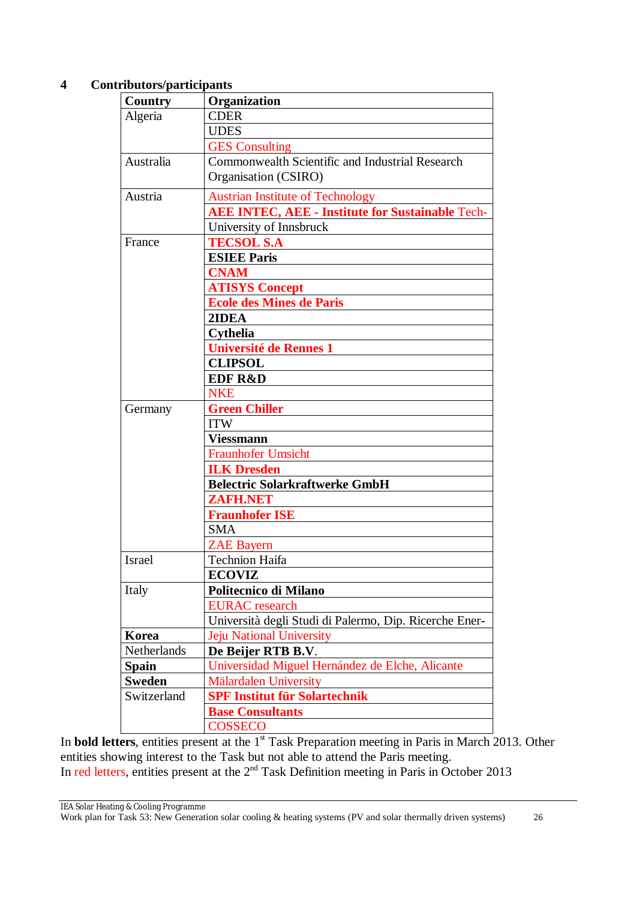## 4 Contributors/participants

| Country | Organization |
|---|---|
| Algeria | CDER |
| | UDES |
| | GES Consulting |
| Australia | Commonwealth Scientific and Industrial Research Organisation (CSIRO) |
| Austria | Austrian Institute of Technology |
| | **AEE INTEC, AEE - Institute for Sustainable** Tech- |
| | University of Innsbruck |
| France | **TECSOL S.A** |
| | **ESIEE Paris** |
| | **CNAM** |
| | **ATISYS Concept** |
| | **Ecole des Mines de Paris** |
| | **2IDEA** |
| | **Cythelia** |
| | **Université de Rennes 1** |
| | **CLIPSOL** |
| | **EDF R&D** |
| | NKE |
| Germany | **Green Chiller** |
| | ITW |
| | **Viessmann** |
| | Fraunhofer Umsicht |
| | **ILK Dresden** |
| | **Belectric Solarkraftwerke GmbH** |
| | **ZAFH.NET** |
| | **Fraunhofer ISE** |
| | SMA |
| | ZAE Bayern |
| Israel | Technion Haifa |
| | **ECOVIZ** |
| Italy | **Politecnico di Milano** |
| | EURAC research |
| | Università degli Studi di Palermo, Dip. Ricerche Ener- |
| **Korea** | Jeju National University |
| Netherlands | **De Beijer RTB B.V**. |
| **Spain** | Universidad Miguel Hernández de Elche, Alicante |
| **Sweden** | Mälardalen University |
| Switzerland | **SPF Institut für Solartechnik** |
| | **Base Consultants** |
| | COSSECO |

In **bold letters**, entities present at the 1st Task Preparation meeting in Paris in March 2013. Other entities showing interest to the Task but not able to attend the Paris meeting.
In red letters, entities present at the 2nd Task Definition meeting in Paris in October 2013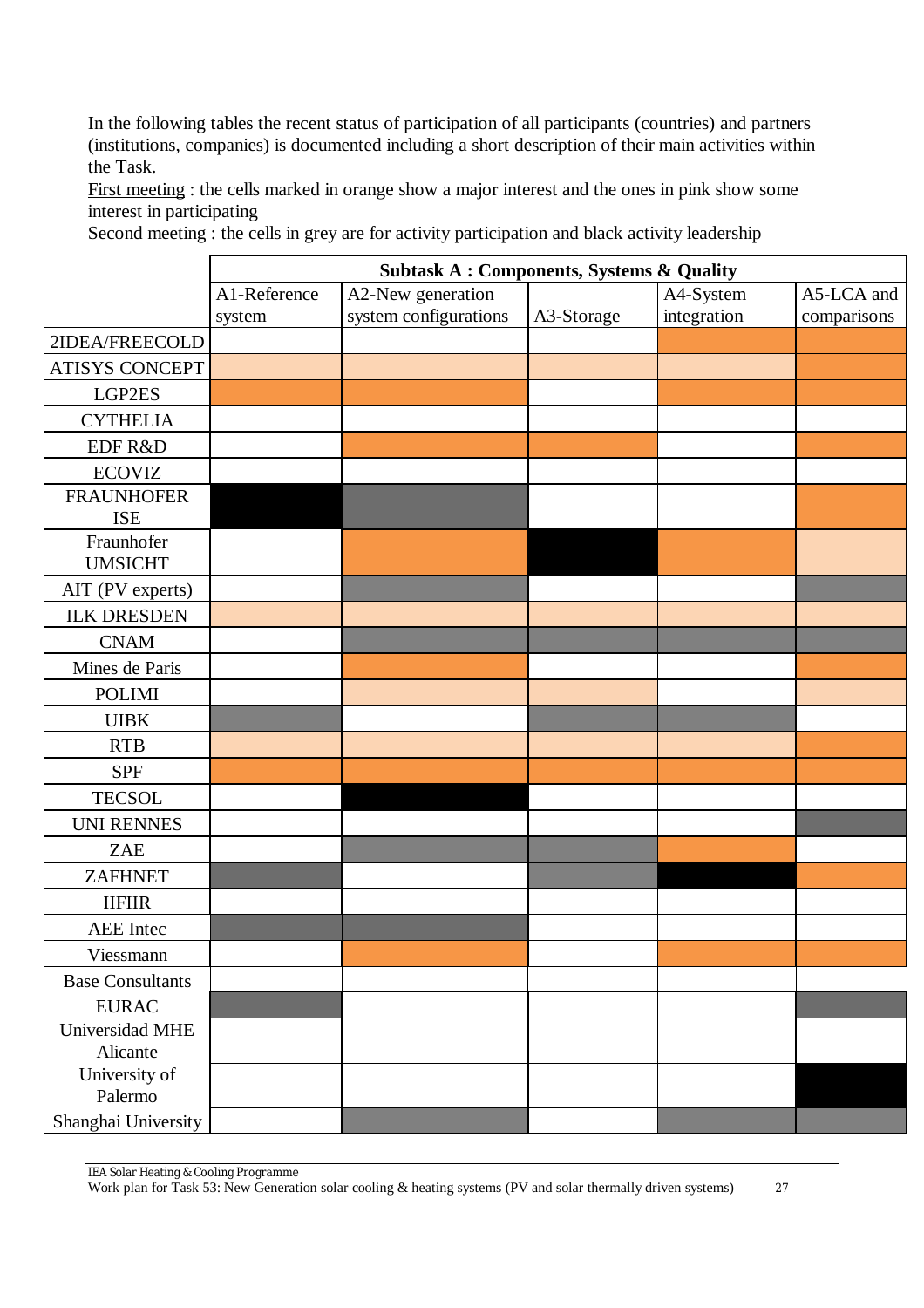In the following tables the recent status of participation of all participants (countries) and partners (institutions, companies) is documented including a short description of their main activities within the Task.

First meeting : the cells marked in orange show a major interest and the ones in pink show some interest in participating

Second meeting : the cells in grey are for activity participation and black activity leadership

| | **Subtask A : Components, Systems & Quality** | | | | |
|---|---|---|---|---|---|
| | A1-Reference system | A2-New generation system configurations | A3-Storage | A4-System integration | A5-LCA and comparisons |
| 2IDEA/FREECOLD | | | | orange | orange |
| ATISYS CONCEPT | pink | pink | pink | pink | orange |
| LGP2ES | orange | orange | | orange | orange |
| CYTHELIA | | | | | |
| EDF R&D | | orange | orange | | orange |
| ECOVIZ | | | | | |
| FRAUNHOFER ISE | black | grey | | | orange |
| Fraunhofer UMSICHT | | orange | black | orange | pink |
| AIT (PV experts) | | grey | | | grey |
| ILK DRESDEN | pink | pink | pink | pink | pink |
| CNAM | | grey | grey | grey | grey |
| Mines de Paris | | orange | | | orange |
| POLIMI | | pink | pink | | pink |
| UIBK | grey | | grey | grey | |
| RTB | pink | pink | pink | pink | orange |
| SPF | orange | orange | orange | orange | orange |
| TECSOL | | black | | | |
| UNI RENNES | | | | | grey |
| ZAE | | grey | grey | orange | |
| ZAFHNET | grey | | grey | black | orange |
| IIFIIR | | | | | |
| AEE Intec | grey | grey | | | |
| Viessmann | | orange | | orange | orange |
| Base Consultants | | | | | |
| EURAC | grey | | | | grey |
| Universidad MHE Alicante | | | | | |
| University of Palermo | | | | | black |
| Shanghai University | | grey | | grey | grey |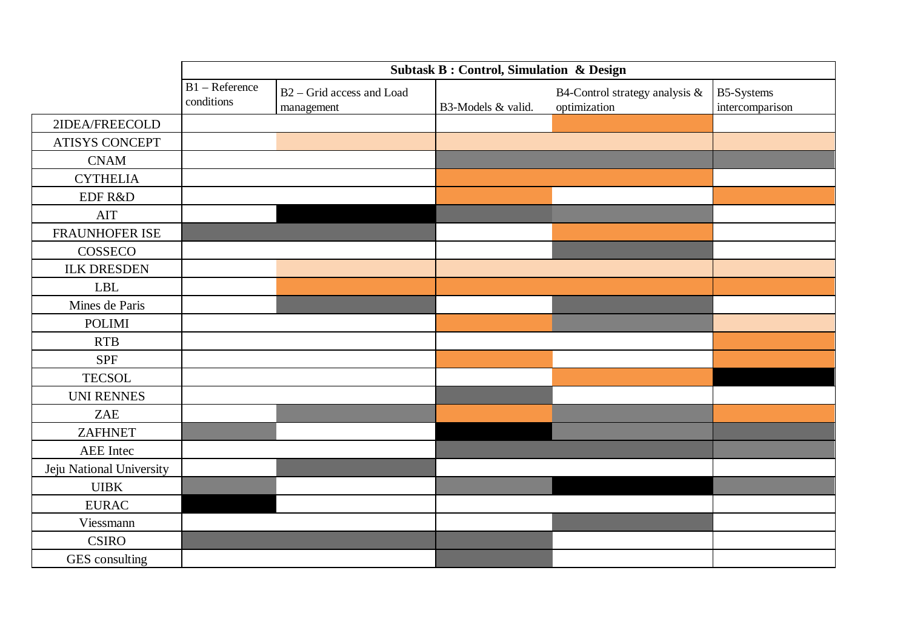| | Subtask B : Control, Simulation & Design | | | | |
|---|---|---|---|---|---|
| | B1 – Reference conditions | B2 – Grid access and Load management | B3-Models & valid. | B4-Control strategy analysis & optimization | B5-Systems intercomparison |
| 2IDEA/FREECOLD | | | | | |
| ATISYS CONCEPT | | | | | |
| CNAM | | | | | |
| CYTHELIA | | | | | |
| EDF R&D | | | | | |
| AIT | | | | | |
| FRAUNHOFER ISE | | | | | |
| COSSECO | | | | | |
| ILK DRESDEN | | | | | |
| LBL | | | | | |
| Mines de Paris | | | | | |
| POLIMI | | | | | |
| RTB | | | | | |
| SPF | | | | | |
| TECSOL | | | | | |
| UNI RENNES | | | | | |
| ZAE | | | | | |
| ZAFHNET | | | | | |
| AEE Intec | | | | | |
| Jeju National University | | | | | |
| UIBK | | | | | |
| EURAC | | | | | |
| Viessmann | | | | | |
| CSIRO | | | | | |
| GES consulting | | | | | |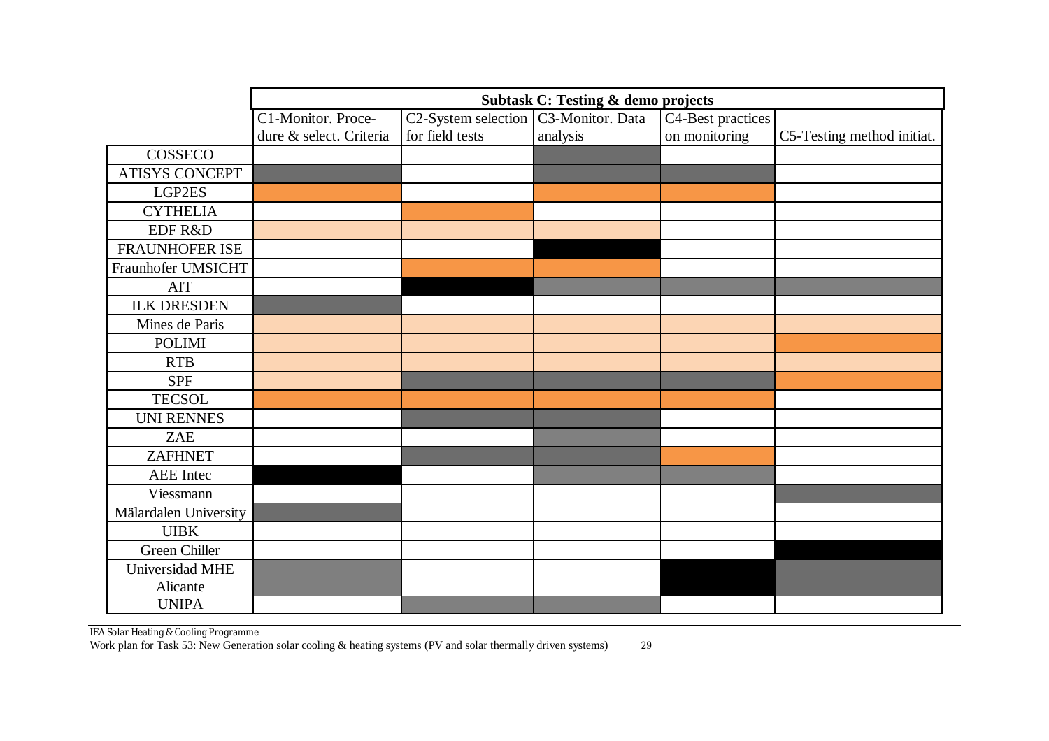| | Subtask C: Testing & demo projects | | | | |
|---|---|---|---|---|---|
| | C1-Monitor. Procedure & select. Criteria | C2-System selection for field tests | C3-Monitor. Data analysis | C4-Best practices on monitoring | C5-Testing method initiat. |
| COSSECO | | | | | |
| ATISYS CONCEPT | | | | | |
| LGP2ES | | | | | |
| CYTHELIA | | | | | |
| EDF R&D | | | | | |
| FRAUNHOFER ISE | | | | | |
| Fraunhofer UMSICHT | | | | | |
| AIT | | | | | |
| ILK DRESDEN | | | | | |
| Mines de Paris | | | | | |
| POLIMI | | | | | |
| RTB | | | | | |
| SPF | | | | | |
| TECSOL | | | | | |
| UNI RENNES | | | | | |
| ZAE | | | | | |
| ZAFHNET | | | | | |
| AEE Intec | | | | | |
| Viessmann | | | | | |
| Mälardalen University | | | | | |
| UIBK | | | | | |
| Green Chiller | | | | | |
| Universidad MHE Alicante | | | | | |
| UNIPA | | | | | |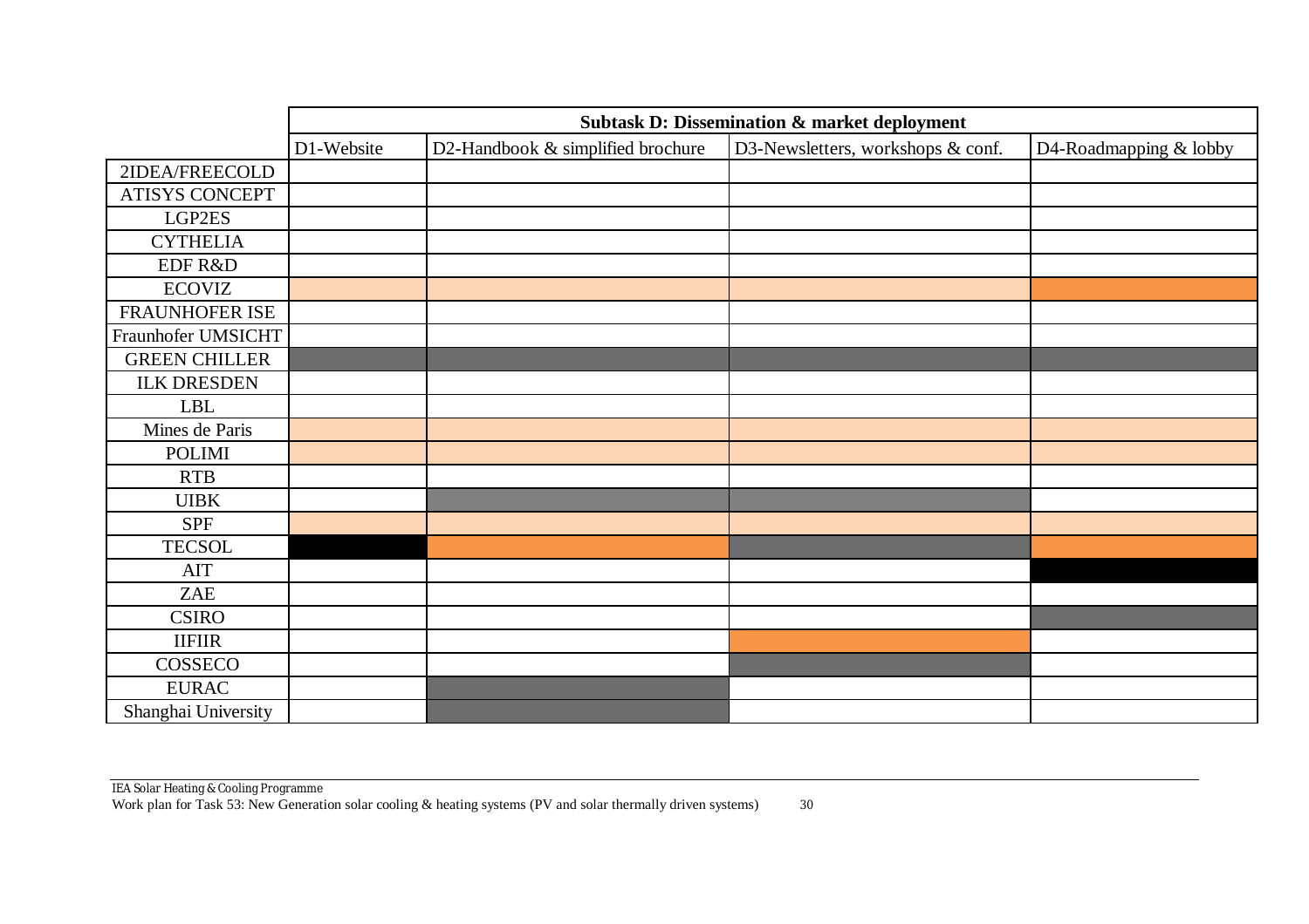| | Subtask D: Dissemination & market deployment | | | |
|---|---|---|---|---|
| | D1-Website | D2-Handbook & simplified brochure | D3-Newsletters, workshops & conf. | D4-Roadmapping & lobby |
| 2IDEA/FREECOLD | | | | |
| ATISYS CONCEPT | | | | |
| LGP2ES | | | | |
| CYTHELIA | | | | |
| EDF R&D | | | | |
| ECOVIZ | | | | |
| FRAUNHOFER ISE | | | | |
| Fraunhofer UMSICHT | | | | |
| GREEN CHILLER | | | | |
| ILK DRESDEN | | | | |
| LBL | | | | |
| Mines de Paris | | | | |
| POLIMI | | | | |
| RTB | | | | |
| UIBK | | | | |
| SPF | | | | |
| TECSOL | | | | |
| AIT | | | | |
| ZAE | | | | |
| CSIRO | | | | |
| IIFIIR | | | | |
| COSSECO | | | | |
| EURAC | | | | |
| Shanghai University | | | | |